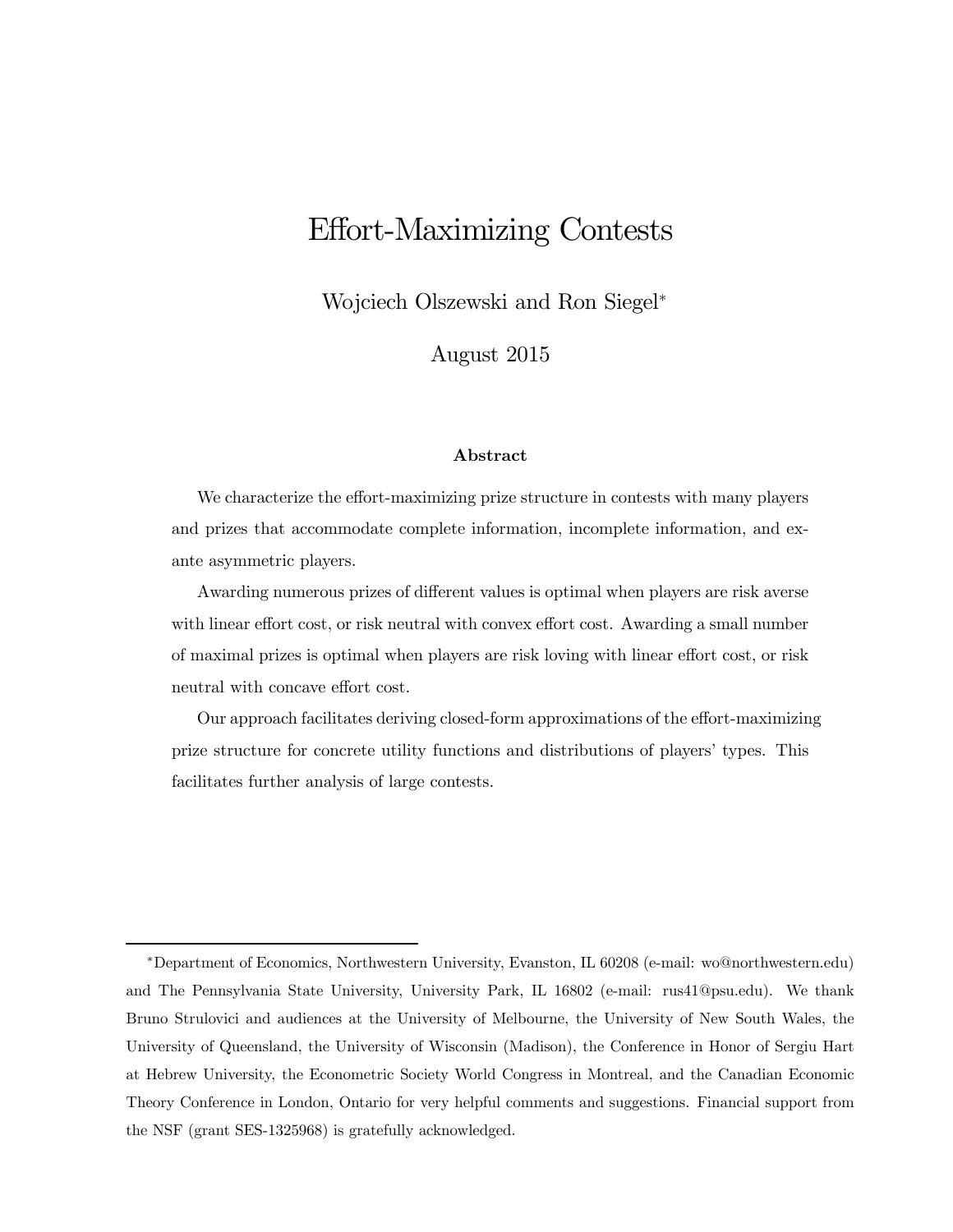# Effort-Maximizing Contests

Wojciech Olszewski and Ron Siegel*

August 2015

### Abstract

We characterize the effort-maximizing prize structure in contests with many players and prizes that accommodate complete information, incomplete information, and ex-ante asymmetric players.

Awarding numerous prizes of different values is optimal when players are risk averse with linear effort cost, or risk neutral with convex effort cost. Awarding a small number of maximal prizes is optimal when players are risk loving with linear effort cost, or risk neutral with concave effort cost.

Our approach facilitates deriving closed-form approximations of the effort-maximizing prize structure for concrete utility functions and distributions of players' types. This facilitates further analysis of large contests.

---

*Department of Economics, Northwestern University, Evanston, IL 60208 (e-mail: wo@northwestern.edu) and The Pennsylvania State University, University Park, IL 16802 (e-mail: rus41@psu.edu). We thank Bruno Strulovici and audiences at the University of Melbourne, the University of New South Wales, the University of Queensland, the University of Wisconsin (Madison), the Conference in Honor of Sergiu Hart at Hebrew University, the Econometric Society World Congress in Montreal, and the Canadian Economic Theory Conference in London, Ontario for very helpful comments and suggestions. Financial support from the NSF (grant SES-1325968) is gratefully acknowledged.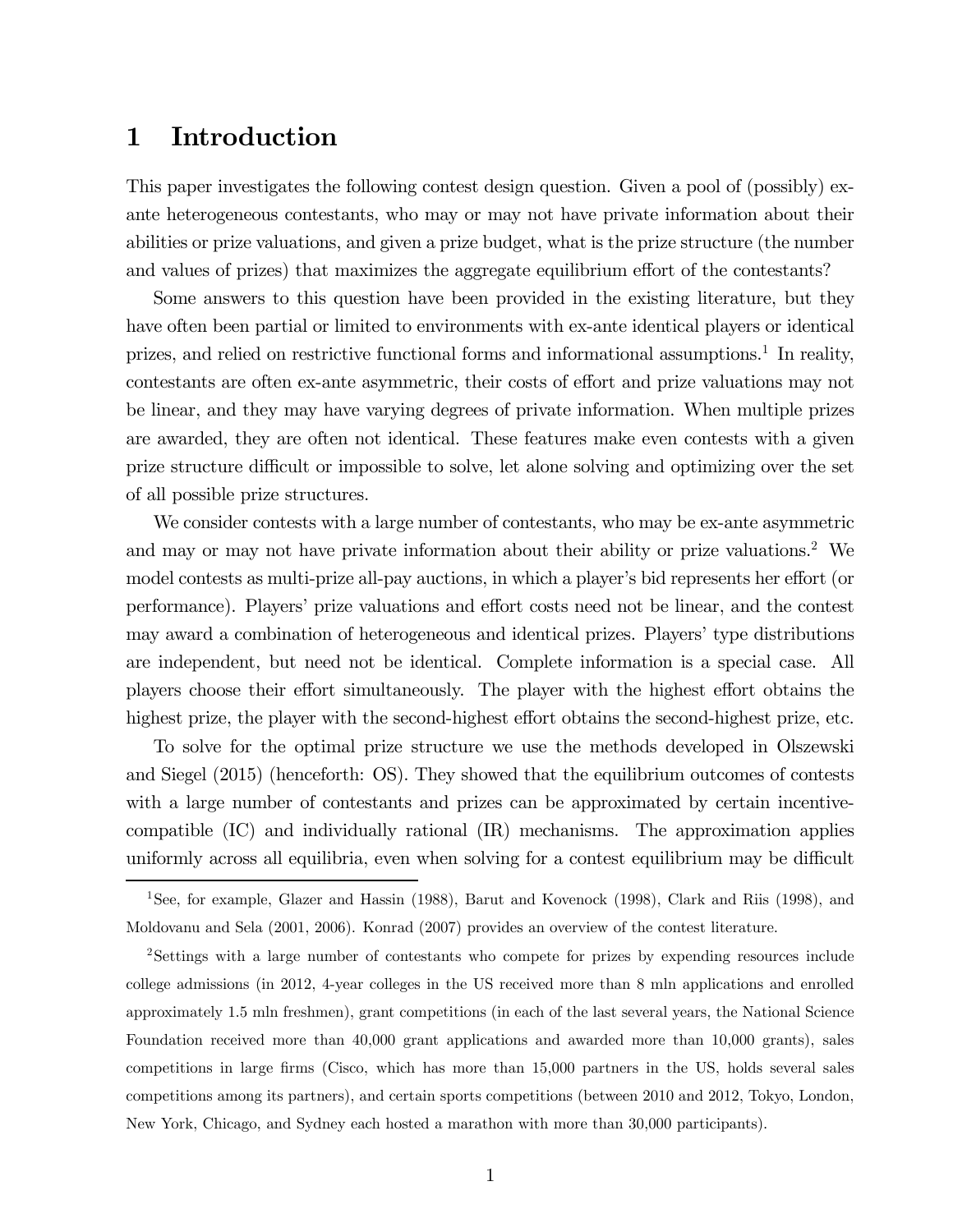# 1 Introduction

This paper investigates the following contest design question. Given a pool of (possibly) ex-ante heterogeneous contestants, who may or may not have private information about their abilities or prize valuations, and given a prize budget, what is the prize structure (the number and values of prizes) that maximizes the aggregate equilibrium effort of the contestants?

Some answers to this question have been provided in the existing literature, but they have often been partial or limited to environments with ex-ante identical players or identical prizes, and relied on restrictive functional forms and informational assumptions.[1] In reality, contestants are often ex-ante asymmetric, their costs of effort and prize valuations may not be linear, and they may have varying degrees of private information. When multiple prizes are awarded, they are often not identical. These features make even contests with a given prize structure difficult or impossible to solve, let alone solving and optimizing over the set of all possible prize structures.

We consider contests with a large number of contestants, who may be ex-ante asymmetric and may or may not have private information about their ability or prize valuations.[2] We model contests as multi-prize all-pay auctions, in which a player's bid represents her effort (or performance). Players' prize valuations and effort costs need not be linear, and the contest may award a combination of heterogeneous and identical prizes. Players' type distributions are independent, but need not be identical. Complete information is a special case. All players choose their effort simultaneously. The player with the highest effort obtains the highest prize, the player with the second-highest effort obtains the second-highest prize, etc.

To solve for the optimal prize structure we use the methods developed in Olszewski and Siegel (2015) (henceforth: OS). They showed that the equilibrium outcomes of contests with a large number of contestants and prizes can be approximated by certain incentive-compatible (IC) and individually rational (IR) mechanisms. The approximation applies uniformly across all equilibria, even when solving for a contest equilibrium may be difficult

[1] See, for example, Glazer and Hassin (1988), Barut and Kovenock (1998), Clark and Riis (1998), and Moldovanu and Sela (2001, 2006). Konrad (2007) provides an overview of the contest literature.

[2] Settings with a large number of contestants who compete for prizes by expending resources include college admissions (in 2012, 4-year colleges in the US received more than 8 mln applications and enrolled approximately 1.5 mln freshmen), grant competitions (in each of the last several years, the National Science Foundation received more than 40,000 grant applications and awarded more than 10,000 grants), sales competitions in large firms (Cisco, which has more than 15,000 partners in the US, holds several sales competitions among its partners), and certain sports competitions (between 2010 and 2012, Tokyo, London, New York, Chicago, and Sydney each hosted a marathon with more than 30,000 participants).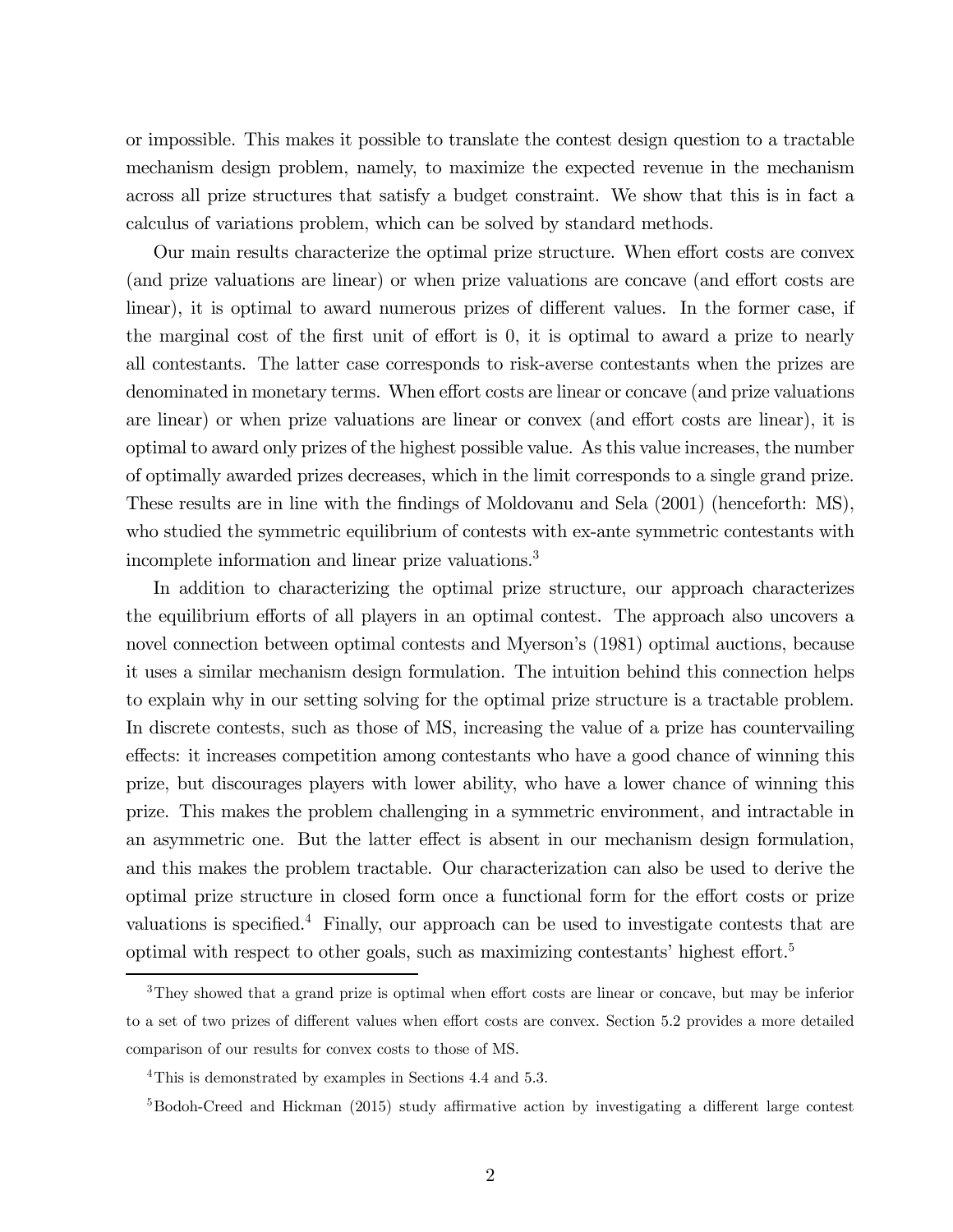or impossible. This makes it possible to translate the contest design question to a tractable mechanism design problem, namely, to maximize the expected revenue in the mechanism across all prize structures that satisfy a budget constraint. We show that this is in fact a calculus of variations problem, which can be solved by standard methods.

Our main results characterize the optimal prize structure. When effort costs are convex (and prize valuations are linear) or when prize valuations are concave (and effort costs are linear), it is optimal to award numerous prizes of different values. In the former case, if the marginal cost of the first unit of effort is 0, it is optimal to award a prize to nearly all contestants. The latter case corresponds to risk-averse contestants when the prizes are denominated in monetary terms. When effort costs are linear or concave (and prize valuations are linear) or when prize valuations are linear or convex (and effort costs are linear), it is optimal to award only prizes of the highest possible value. As this value increases, the number of optimally awarded prizes decreases, which in the limit corresponds to a single grand prize. These results are in line with the findings of Moldovanu and Sela (2001) (henceforth: MS), who studied the symmetric equilibrium of contests with ex-ante symmetric contestants with incomplete information and linear prize valuations.[3]

In addition to characterizing the optimal prize structure, our approach characterizes the equilibrium efforts of all players in an optimal contest. The approach also uncovers a novel connection between optimal contests and Myerson's (1981) optimal auctions, because it uses a similar mechanism design formulation. The intuition behind this connection helps to explain why in our setting solving for the optimal prize structure is a tractable problem. In discrete contests, such as those of MS, increasing the value of a prize has countervailing effects: it increases competition among contestants who have a good chance of winning this prize, but discourages players with lower ability, who have a lower chance of winning this prize. This makes the problem challenging in a symmetric environment, and intractable in an asymmetric one. But the latter effect is absent in our mechanism design formulation, and this makes the problem tractable. Our characterization can also be used to derive the optimal prize structure in closed form once a functional form for the effort costs or prize valuations is specified.[4] Finally, our approach can be used to investigate contests that are optimal with respect to other goals, such as maximizing contestants' highest effort.[5]

[3] They showed that a grand prize is optimal when effort costs are linear or concave, but may be inferior to a set of two prizes of different values when effort costs are convex. Section 5.2 provides a more detailed comparison of our results for convex costs to those of MS.

[4] This is demonstrated by examples in Sections 4.4 and 5.3.

[5] Bodoh-Creed and Hickman (2015) study affirmative action by investigating a different large contest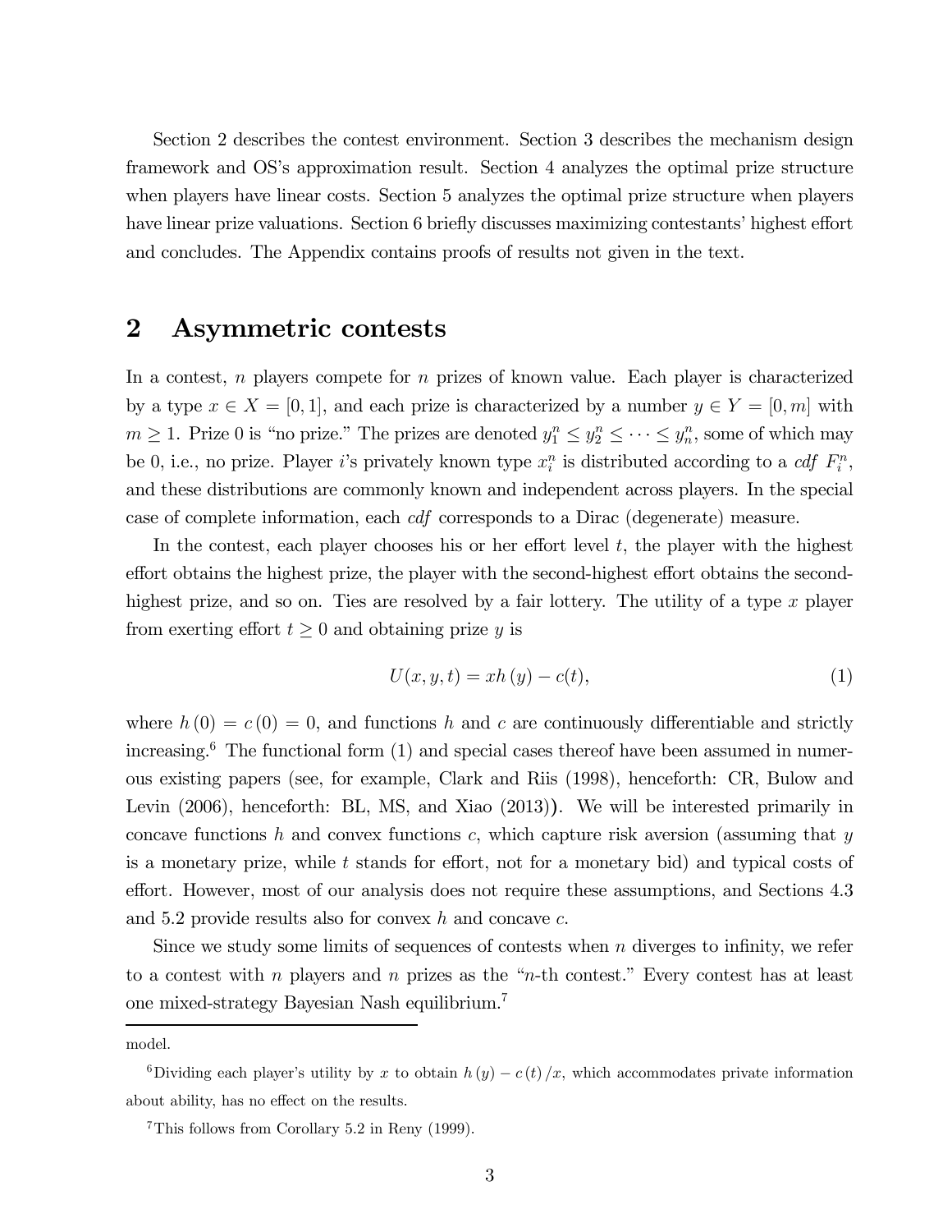Section 2 describes the contest environment. Section 3 describes the mechanism design framework and OS's approximation result. Section 4 analyzes the optimal prize structure when players have linear costs. Section 5 analyzes the optimal prize structure when players have linear prize valuations. Section 6 briefly discusses maximizing contestants' highest effort and concludes. The Appendix contains proofs of results not given in the text.

## 2 Asymmetric contests

In a contest, $n$ players compete for $n$ prizes of known value. Each player is characterized by a type $x \in X = [0,1]$, and each prize is characterized by a number $y \in Y = [0,m]$ with $m \geq 1$. Prize 0 is "no prize." The prizes are denoted $y_1^n \leq y_2^n \leq \cdots \leq y_n^n$, some of which may be 0, i.e., no prize. Player $i$'s privately known type $x_i^n$ is distributed according to a *cdf* $F_i^n$, and these distributions are commonly known and independent across players. In the special case of complete information, each *cdf* corresponds to a Dirac (degenerate) measure.

In the contest, each player chooses his or her effort level $t$, the player with the highest effort obtains the highest prize, the player with the second-highest effort obtains the second-highest prize, and so on. Ties are resolved by a fair lottery. The utility of a type $x$ player from exerting effort $t \geq 0$ and obtaining prize $y$ is

$$U(x,y,t) = xh(y) - c(t), \tag{1}$$

where $h(0) = c(0) = 0$, and functions $h$ and $c$ are continuously differentiable and strictly increasing.[6] The functional form (1) and special cases thereof have been assumed in numerous existing papers (see, for example, Clark and Riis (1998), henceforth: CR, Bulow and Levin (2006), henceforth: BL, MS, and Xiao (2013)). We will be interested primarily in concave functions $h$ and convex functions $c$, which capture risk aversion (assuming that $y$ is a monetary prize, while $t$ stands for effort, not for a monetary bid) and typical costs of effort. However, most of our analysis does not require these assumptions, and Sections 4.3 and 5.2 provide results also for convex $h$ and concave $c$.

Since we study some limits of sequences of contests when $n$ diverges to infinity, we refer to a contest with $n$ players and $n$ prizes as the "$n$-th contest." Every contest has at least one mixed-strategy Bayesian Nash equilibrium.[7]

---

model.

[6] Dividing each player's utility by $x$ to obtain $h(y) - c(t)/x$, which accommodates private information about ability, has no effect on the results.

[7] This follows from Corollary 5.2 in Reny (1999).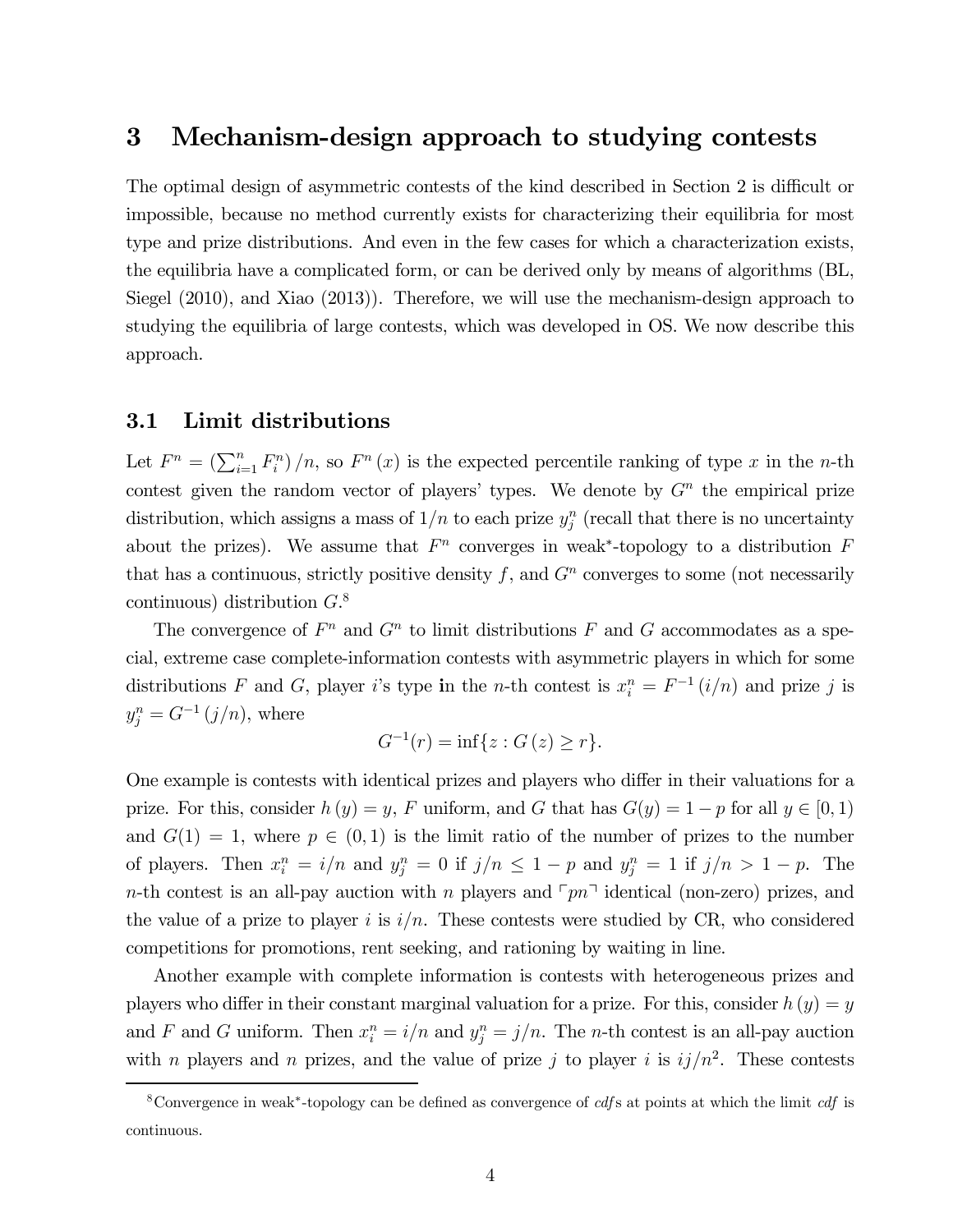# 3 Mechanism-design approach to studying contests

The optimal design of asymmetric contests of the kind described in Section 2 is difficult or impossible, because no method currently exists for characterizing their equilibria for most type and prize distributions. And even in the few cases for which a characterization exists, the equilibria have a complicated form, or can be derived only by means of algorithms (BL, Siegel (2010), and Xiao (2013)). Therefore, we will use the mechanism-design approach to studying the equilibria of large contests, which was developed in OS. We now describe this approach.

## 3.1 Limit distributions

Let $F^n = \left(\sum_{i=1}^{n} F_i^n\right)/n$, so $F^n(x)$ is the expected percentile ranking of type $x$ in the $n$-th contest given the random vector of players' types. We denote by $G^n$ the empirical prize distribution, which assigns a mass of $1/n$ to each prize $y_j^n$ (recall that there is no uncertainty about the prizes). We assume that $F^n$ converges in weak*-topology to a distribution $F$ that has a continuous, strictly positive density $f$, and $G^n$ converges to some (not necessarily continuous) distribution $G$.[8]

The convergence of $F^n$ and $G^n$ to limit distributions $F$ and $G$ accommodates as a special, extreme case complete-information contests with asymmetric players in which for some distributions $F$ and $G$, player $i$'s type in the $n$-th contest is $x_i^n = F^{-1}(i/n)$ and prize $j$ is $y_j^n = G^{-1}(j/n)$, where

$$G^{-1}(r) = \inf\{z : G(z) \geq r\}.$$

One example is contests with identical prizes and players who differ in their valuations for a prize. For this, consider $h(y) = y$, $F$ uniform, and $G$ that has $G(y) = 1 - p$ for all $y \in [0,1)$ and $G(1) = 1$, where $p \in (0,1)$ is the limit ratio of the number of prizes to the number of players. Then $x_i^n = i/n$ and $y_j^n = 0$ if $j/n \leq 1 - p$ and $y_j^n = 1$ if $j/n > 1 - p$. The $n$-th contest is an all-pay auction with $n$ players and $\ulcorner pn \urcorner$ identical (non-zero) prizes, and the value of a prize to player $i$ is $i/n$. These contests were studied by CR, who considered competitions for promotions, rent seeking, and rationing by waiting in line.

Another example with complete information is contests with heterogeneous prizes and players who differ in their constant marginal valuation for a prize. For this, consider $h(y) = y$ and $F$ and $G$ uniform. Then $x_i^n = i/n$ and $y_j^n = j/n$. The $n$-th contest is an all-pay auction with $n$ players and $n$ prizes, and the value of prize $j$ to player $i$ is $ij/n^2$. These contests

[8] Convergence in weak*-topology can be defined as convergence of *cdf*s at points at which the limit *cdf* is continuous.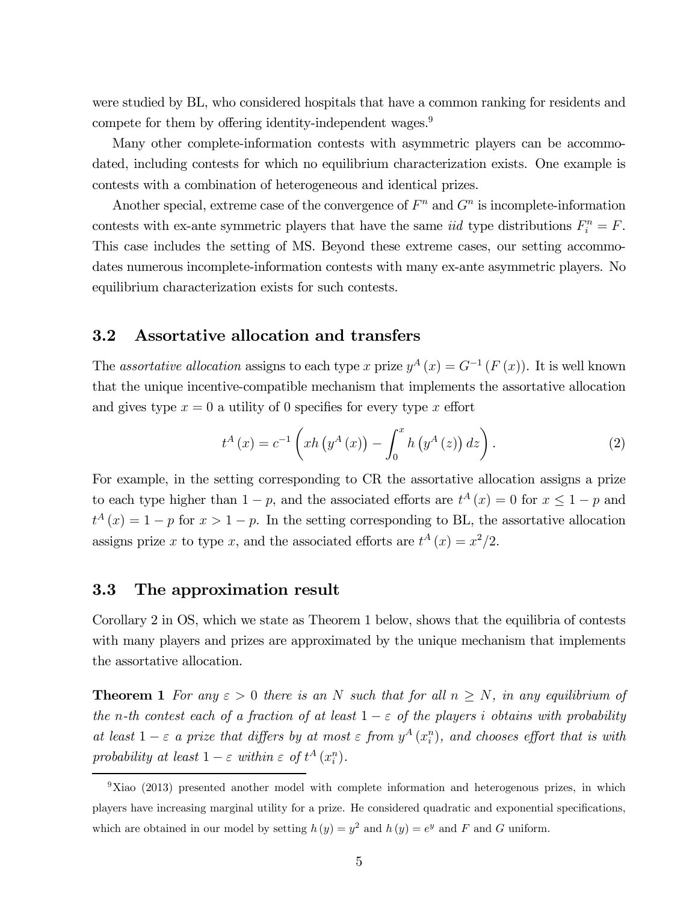were studied by BL, who considered hospitals that have a common ranking for residents and compete for them by offering identity-independent wages.[9]

Many other complete-information contests with asymmetric players can be accommodated, including contests for which no equilibrium characterization exists. One example is contests with a combination of heterogeneous and identical prizes.

Another special, extreme case of the convergence of $F^n$ and $G^n$ is incomplete-information contests with ex-ante symmetric players that have the same *iid* type distributions $F_i^n = F$. This case includes the setting of MS. Beyond these extreme cases, our setting accommodates numerous incomplete-information contests with many ex-ante asymmetric players. No equilibrium characterization exists for such contests.

## 3.2 Assortative allocation and transfers

The *assortative allocation* assigns to each type $x$ prize $y^A(x) = G^{-1}(F(x))$. It is well known that the unique incentive-compatible mechanism that implements the assortative allocation and gives type $x = 0$ a utility of 0 specifies for every type $x$ effort

$$t^A(x) = c^{-1}\left(xh\left(y^A(x)\right) - \int_0^x h\left(y^A(z)\right)dz\right). \tag{2}$$

For example, in the setting corresponding to CR the assortative allocation assigns a prize to each type higher than $1-p$, and the associated efforts are $t^A(x) = 0$ for $x \leq 1-p$ and $t^A(x) = 1-p$ for $x > 1-p$. In the setting corresponding to BL, the assortative allocation assigns prize $x$ to type $x$, and the associated efforts are $t^A(x) = x^2/2$.

## 3.3 The approximation result

Corollary 2 in OS, which we state as Theorem 1 below, shows that the equilibria of contests with many players and prizes are approximated by the unique mechanism that implements the assortative allocation.

**Theorem 1** *For any $\varepsilon > 0$ there is an $N$ such that for all $n \geq N$, in any equilibrium of the $n$-th contest each of a fraction of at least $1-\varepsilon$ of the players $i$ obtains with probability at least $1-\varepsilon$ a prize that differs by at most $\varepsilon$ from $y^A(x_i^n)$, and chooses effort that is with probability at least $1-\varepsilon$ within $\varepsilon$ of $t^A(x_i^n)$.*

[9] Xiao (2013) presented another model with complete information and heterogenous prizes, in which players have increasing marginal utility for a prize. He considered quadratic and exponential specifications, which are obtained in our model by setting $h(y) = y^2$ and $h(y) = e^y$ and $F$ and $G$ uniform.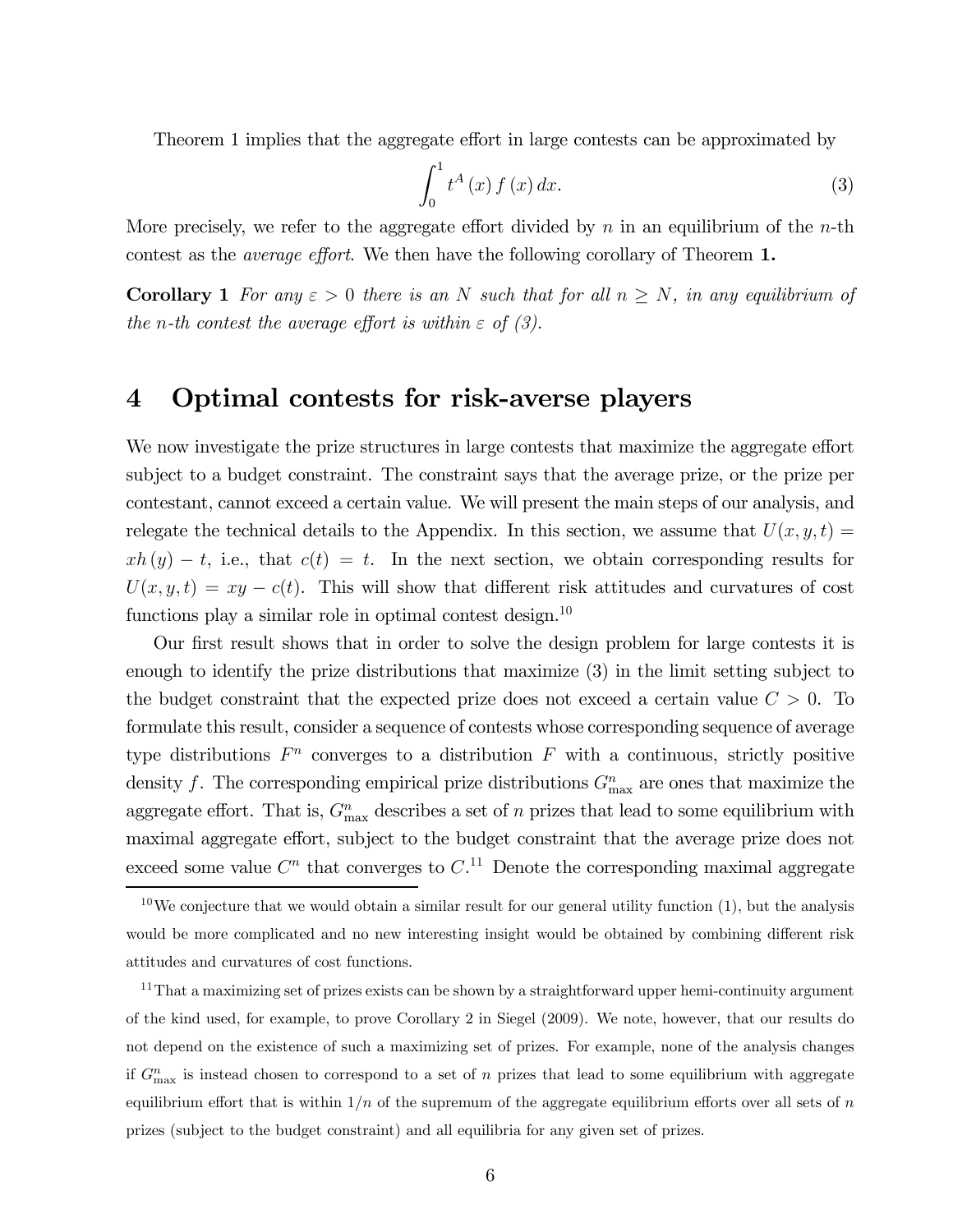Theorem 1 implies that the aggregate effort in large contests can be approximated by

$$\int_0^1 t^A(x) f(x)\, dx. \tag{3}$$

More precisely, we refer to the aggregate effort divided by $n$ in an equilibrium of the $n$-th contest as the *average effort*. We then have the following corollary of Theorem **1.**

**Corollary 1** *For any $\varepsilon > 0$ there is an $N$ such that for all $n \geq N$, in any equilibrium of the $n$-th contest the average effort is within $\varepsilon$ of (3).*

## 4 Optimal contests for risk-averse players

We now investigate the prize structures in large contests that maximize the aggregate effort subject to a budget constraint. The constraint says that the average prize, or the prize per contestant, cannot exceed a certain value. We will present the main steps of our analysis, and relegate the technical details to the Appendix. In this section, we assume that $U(x, y, t) = xh(y) - t$, i.e., that $c(t) = t$. In the next section, we obtain corresponding results for $U(x, y, t) = xy - c(t)$. This will show that different risk attitudes and curvatures of cost functions play a similar role in optimal contest design.[10]

Our first result shows that in order to solve the design problem for large contests it is enough to identify the prize distributions that maximize (3) in the limit setting subject to the budget constraint that the expected prize does not exceed a certain value $C > 0$. To formulate this result, consider a sequence of contests whose corresponding sequence of average type distributions $F^n$ converges to a distribution $F$ with a continuous, strictly positive density $f$. The corresponding empirical prize distributions $G^n_{\max}$ are ones that maximize the aggregate effort. That is, $G^n_{\max}$ describes a set of $n$ prizes that lead to some equilibrium with maximal aggregate effort, subject to the budget constraint that the average prize does not exceed some value $C^n$ that converges to $C$.[11] Denote the corresponding maximal aggregate

---

[10] We conjecture that we would obtain a similar result for our general utility function (1), but the analysis would be more complicated and no new interesting insight would be obtained by combining different risk attitudes and curvatures of cost functions.

[11] That a maximizing set of prizes exists can be shown by a straightforward upper hemi-continuity argument of the kind used, for example, to prove Corollary 2 in Siegel (2009). We note, however, that our results do not depend on the existence of such a maximizing set of prizes. For example, none of the analysis changes if $G^n_{\max}$ is instead chosen to correspond to a set of $n$ prizes that lead to some equilibrium with aggregate equilibrium effort that is within $1/n$ of the supremum of the aggregate equilibrium efforts over all sets of $n$ prizes (subject to the budget constraint) and all equilibria for any given set of prizes.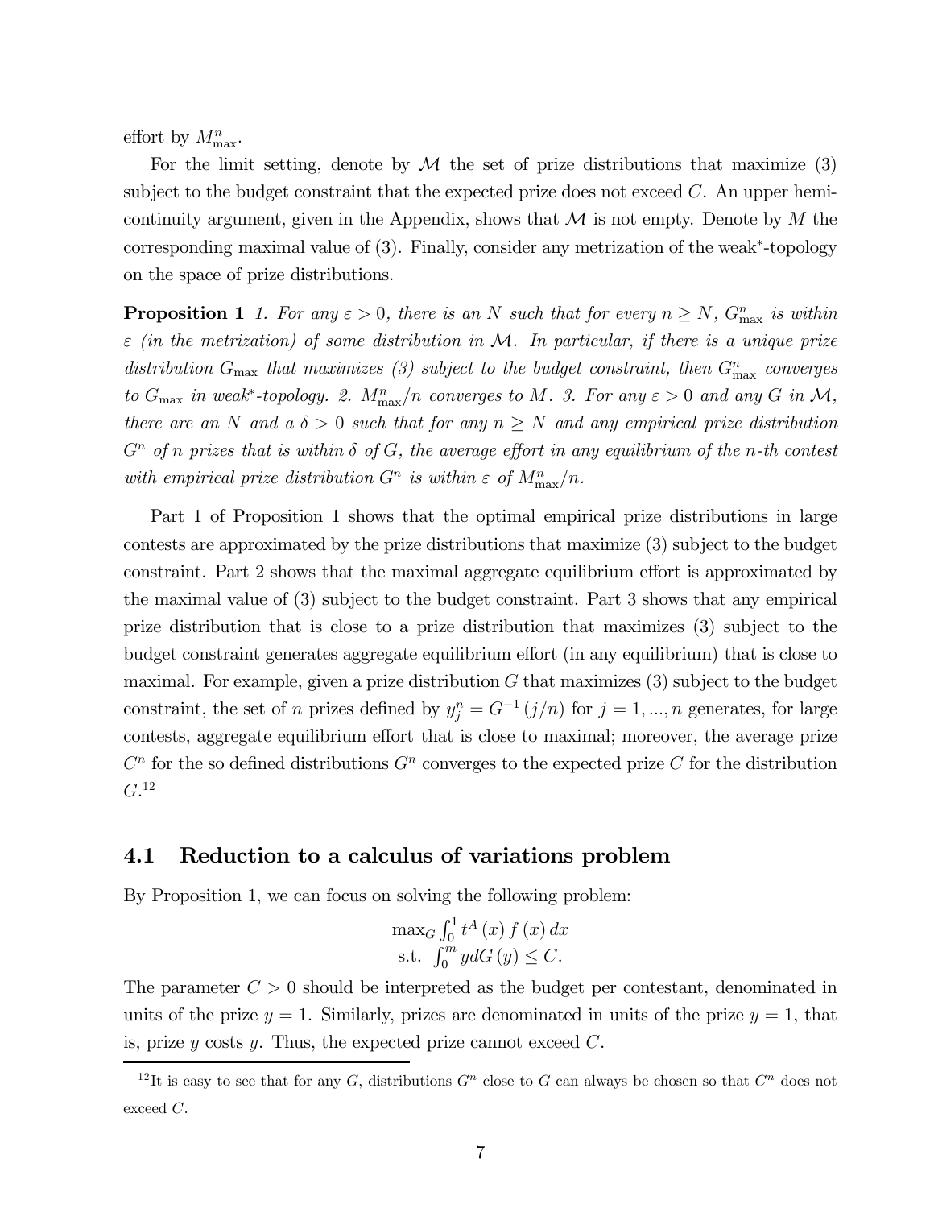effort by $M^n_{\max}$.

For the limit setting, denote by $\mathcal{M}$ the set of prize distributions that maximize (3) subject to the budget constraint that the expected prize does not exceed $C$. An upper hemi-continuity argument, given in the Appendix, shows that $\mathcal{M}$ is not empty. Denote by $M$ the corresponding maximal value of (3). Finally, consider any metrization of the weak*-topology on the space of prize distributions.

**Proposition 1** *1. For any $\varepsilon > 0$, there is an $N$ such that for every $n \geq N$, $G^n_{\max}$ is within $\varepsilon$ (in the metrization) of some distribution in $\mathcal{M}$. In particular, if there is a unique prize distribution $G_{\max}$ that maximizes (3) subject to the budget constraint, then $G^n_{\max}$ converges to $G_{\max}$ in weak*-topology. 2. $M^n_{\max}/n$ converges to $M$. 3. For any $\varepsilon > 0$ and any $G$ in $\mathcal{M}$, there are an $N$ and a $\delta > 0$ such that for any $n \geq N$ and any empirical prize distribution $G^n$ of $n$ prizes that is within $\delta$ of $G$, the average effort in any equilibrium of the $n$-th contest with empirical prize distribution $G^n$ is within $\varepsilon$ of $M^n_{\max}/n$.*

Part 1 of Proposition 1 shows that the optimal empirical prize distributions in large contests are approximated by the prize distributions that maximize (3) subject to the budget constraint. Part 2 shows that the maximal aggregate equilibrium effort is approximated by the maximal value of (3) subject to the budget constraint. Part 3 shows that any empirical prize distribution that is close to a prize distribution that maximizes (3) subject to the budget constraint generates aggregate equilibrium effort (in any equilibrium) that is close to maximal. For example, given a prize distribution $G$ that maximizes (3) subject to the budget constraint, the set of $n$ prizes defined by $y^n_j = G^{-1}(j/n)$ for $j = 1, ..., n$ generates, for large contests, aggregate equilibrium effort that is close to maximal; moreover, the average prize $C^n$ for the so defined distributions $G^n$ converges to the expected prize $C$ for the distribution $G$.[12]

## 4.1 Reduction to a calculus of variations problem

By Proposition 1, we can focus on solving the following problem:

$$\begin{aligned} &\max_G \int_0^1 t^A(x) f(x) \, dx \\ &\text{s.t. } \int_0^m y \, dG(y) \leq C. \end{aligned}$$

The parameter $C > 0$ should be interpreted as the budget per contestant, denominated in units of the prize $y = 1$. Similarly, prizes are denominated in units of the prize $y = 1$, that is, prize $y$ costs $y$. Thus, the expected prize cannot exceed $C$.

[12] It is easy to see that for any $G$, distributions $G^n$ close to $G$ can always be chosen so that $C^n$ does not exceed $C$.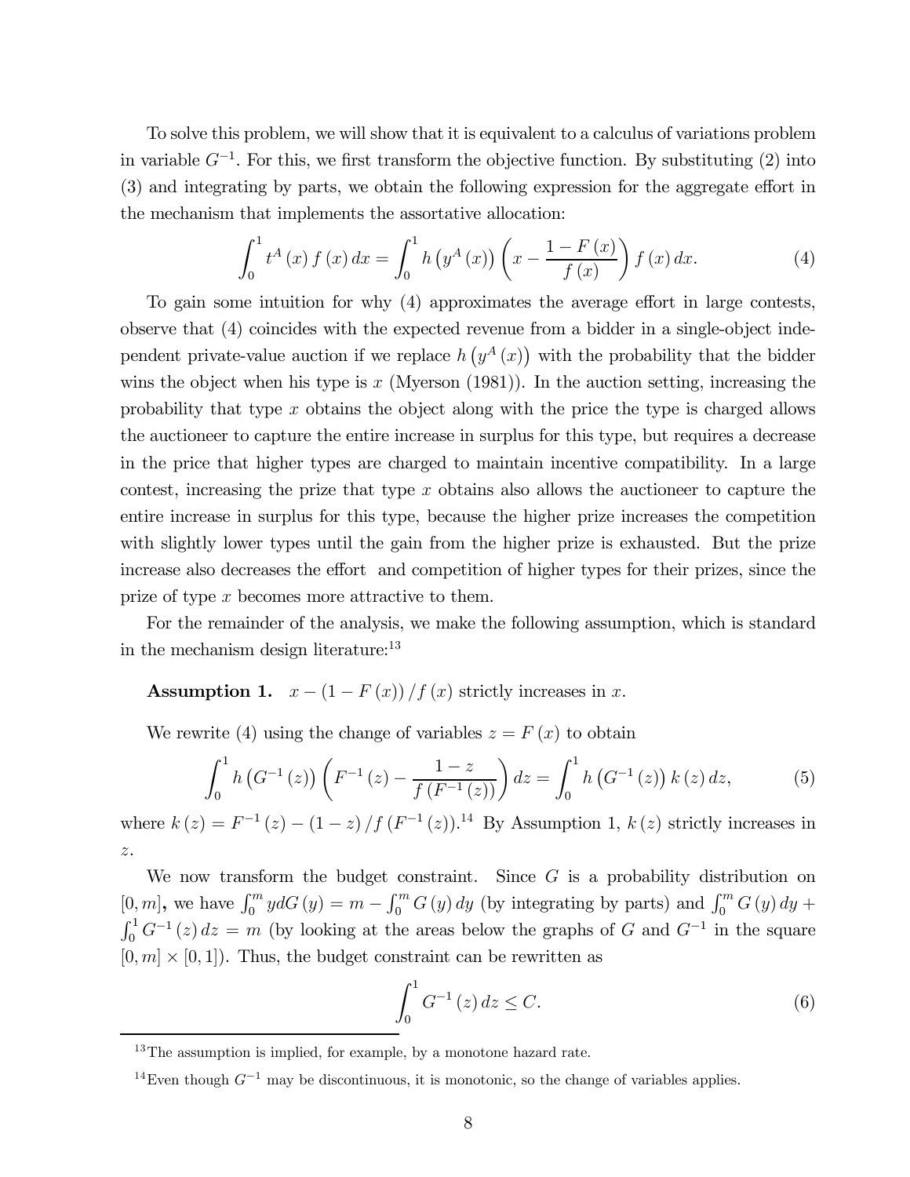To solve this problem, we will show that it is equivalent to a calculus of variations problem in variable $G^{-1}$. For this, we first transform the objective function. By substituting (2) into (3) and integrating by parts, we obtain the following expression for the aggregate effort in the mechanism that implements the assortative allocation:

$$\int_0^1 t^A(x)\, f(x)\, dx = \int_0^1 h\left(y^A(x)\right)\left(x - \frac{1-F(x)}{f(x)}\right) f(x)\, dx. \tag{4}$$

To gain some intuition for why (4) approximates the average effort in large contests, observe that (4) coincides with the expected revenue from a bidder in a single-object independent private-value auction if we replace $h\left(y^A(x)\right)$ with the probability that the bidder wins the object when his type is $x$ (Myerson (1981)). In the auction setting, increasing the probability that type $x$ obtains the object along with the price the type is charged allows the auctioneer to capture the entire increase in surplus for this type, but requires a decrease in the price that higher types are charged to maintain incentive compatibility. In a large contest, increasing the prize that type $x$ obtains also allows the auctioneer to capture the entire increase in surplus for this type, because the higher prize increases the competition with slightly lower types until the gain from the higher prize is exhausted. But the prize increase also decreases the effort and competition of higher types for their prizes, since the prize of type $x$ becomes more attractive to them.

For the remainder of the analysis, we make the following assumption, which is standard in the mechanism design literature:[13]

**Assumption 1.** $x - (1-F(x))/f(x)$ strictly increases in $x$.

We rewrite (4) using the change of variables $z = F(x)$ to obtain

$$\int_0^1 h\left(G^{-1}(z)\right)\left(F^{-1}(z) - \frac{1-z}{f\left(F^{-1}(z)\right)}\right) dz = \int_0^1 h\left(G^{-1}(z)\right) k(z)\, dz, \tag{5}$$

where $k(z) = F^{-1}(z) - (1-z)/f\left(F^{-1}(z)\right)$.[14] By Assumption 1, $k(z)$ strictly increases in $z$.

We now transform the budget constraint. Since $G$ is a probability distribution on $[0,m]$, we have $\int_0^m y\,dG(y) = m - \int_0^m G(y)\,dy$ (by integrating by parts) and $\int_0^m G(y)\,dy + \int_0^1 G^{-1}(z)\,dz = m$ (by looking at the areas below the graphs of $G$ and $G^{-1}$ in the square $[0,m]\times[0,1]$). Thus, the budget constraint can be rewritten as

$$\int_0^1 G^{-1}(z)\, dz \le C. \tag{6}$$

[13] The assumption is implied, for example, by a monotone hazard rate.

[14] Even though $G^{-1}$ may be discontinuous, it is monotonic, so the change of variables applies.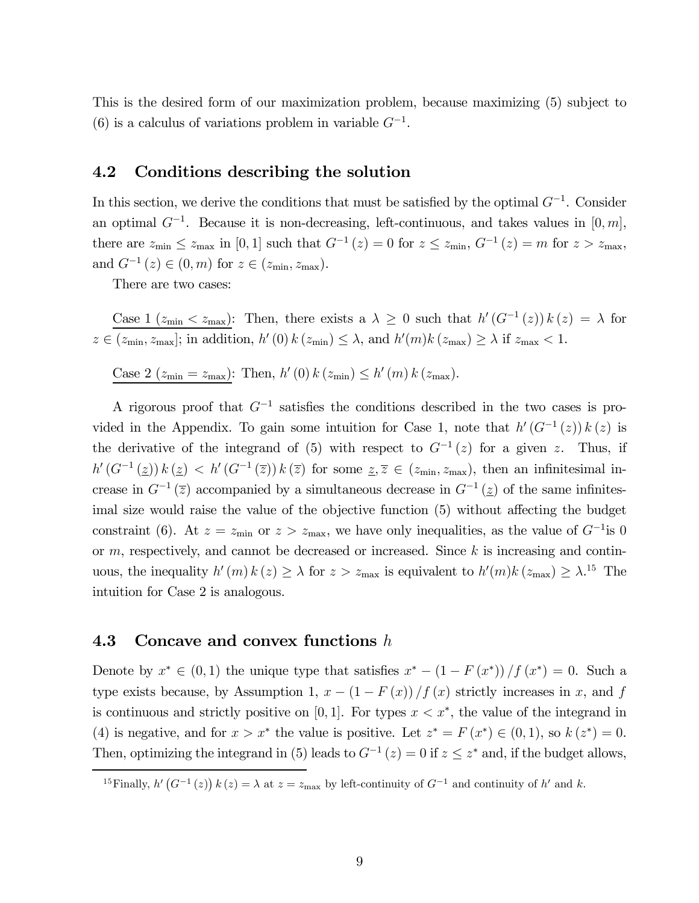This is the desired form of our maximization problem, because maximizing (5) subject to (6) is a calculus of variations problem in variable $G^{-1}$.

## 4.2 Conditions describing the solution

In this section, we derive the conditions that must be satisfied by the optimal $G^{-1}$. Consider an optimal $G^{-1}$. Because it is non-decreasing, left-continuous, and takes values in $[0, m]$, there are $z_{\min} \leq z_{\max}$ in $[0, 1]$ such that $G^{-1}(z) = 0$ for $z \leq z_{\min}$, $G^{-1}(z) = m$ for $z > z_{\max}$, and $G^{-1}(z) \in (0, m)$ for $z \in (z_{\min}, z_{\max})$.

There are two cases:

Case 1 ($z_{\min} < z_{\max}$): Then, there exists a $\lambda \geq 0$ such that $h'(G^{-1}(z))\, k(z) = \lambda$ for $z \in (z_{\min}, z_{\max}]$; in addition, $h'(0)\, k(z_{\min}) \leq \lambda$, and $h'(m) k(z_{\max}) \geq \lambda$ if $z_{\max} < 1$.

Case 2 ($z_{\min} = z_{\max}$): Then, $h'(0)\, k(z_{\min}) \leq h'(m)\, k(z_{\max})$.

A rigorous proof that $G^{-1}$ satisfies the conditions described in the two cases is provided in the Appendix. To gain some intuition for Case 1, note that $h'(G^{-1}(z))\, k(z)$ is the derivative of the integrand of (5) with respect to $G^{-1}(z)$ for a given $z$. Thus, if $h'(G^{-1}(\underline{z}))\, k(\underline{z}) < h'(G^{-1}(\overline{z}))\, k(\overline{z})$ for some $\underline{z}, \overline{z} \in (z_{\min}, z_{\max})$, then an infinitesimal increase in $G^{-1}(\overline{z})$ accompanied by a simultaneous decrease in $G^{-1}(\underline{z})$ of the same infinitesimal size would raise the value of the objective function (5) without affecting the budget constraint (6). At $z = z_{\min}$ or $z > z_{\max}$, we have only inequalities, as the value of $G^{-1}$is 0 or $m$, respectively, and cannot be decreased or increased. Since $k$ is increasing and continuous, the inequality $h'(m)\, k(z) \geq \lambda$ for $z > z_{\max}$ is equivalent to $h'(m) k(z_{\max}) \geq \lambda$.[15] The intuition for Case 2 is analogous.

## 4.3 Concave and convex functions $h$

Denote by $x^* \in (0, 1)$ the unique type that satisfies $x^* - (1 - F(x^*)) / f(x^*) = 0$. Such a type exists because, by Assumption 1, $x - (1 - F(x)) / f(x)$ strictly increases in $x$, and $f$ is continuous and strictly positive on $[0, 1]$. For types $x < x^*$, the value of the integrand in (4) is negative, and for $x > x^*$ the value is positive. Let $z^* = F(x^*) \in (0, 1)$, so $k(z^*) = 0$. Then, optimizing the integrand in (5) leads to $G^{-1}(z) = 0$ if $z \leq z^*$ and, if the budget allows,

[15] Finally, $h'\left(G^{-1}(z)\right) k(z) = \lambda$ at $z = z_{\max}$ by left-continuity of $G^{-1}$ and continuity of $h'$ and $k$.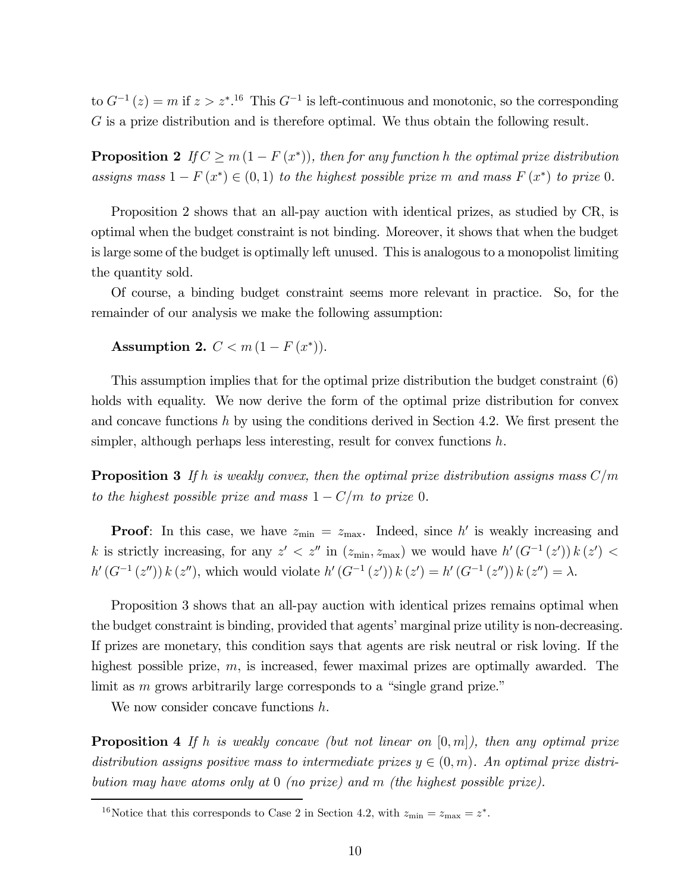to $G^{-1}(z) = m$ if $z > z^*$.[16] This $G^{-1}$ is left-continuous and monotonic, so the corresponding $G$ is a prize distribution and is therefore optimal. We thus obtain the following result.

**Proposition 2** *If $C \geq m(1 - F(x^*))$, then for any function $h$ the optimal prize distribution assigns mass $1 - F(x^*) \in (0, 1)$ to the highest possible prize $m$ and mass $F(x^*)$ to prize 0.*

Proposition 2 shows that an all-pay auction with identical prizes, as studied by CR, is optimal when the budget constraint is not binding. Moreover, it shows that when the budget is large some of the budget is optimally left unused. This is analogous to a monopolist limiting the quantity sold.

Of course, a binding budget constraint seems more relevant in practice. So, for the remainder of our analysis we make the following assumption:

**Assumption 2.** $C < m(1 - F(x^*))$.

This assumption implies that for the optimal prize distribution the budget constraint (6) holds with equality. We now derive the form of the optimal prize distribution for convex and concave functions $h$ by using the conditions derived in Section 4.2. We first present the simpler, although perhaps less interesting, result for convex functions $h$.

**Proposition 3** *If $h$ is weakly convex, then the optimal prize distribution assigns mass $C/m$ to the highest possible prize and mass $1 - C/m$ to prize 0.*

**Proof**: In this case, we have $z_{\min} = z_{\max}$. Indeed, since $h'$ is weakly increasing and $k$ is strictly increasing, for any $z' < z''$ in $(z_{\min}, z_{\max})$ we would have $h'(G^{-1}(z'))\, k(z') < h'(G^{-1}(z''))\, k(z'')$, which would violate $h'(G^{-1}(z'))\, k(z') = h'(G^{-1}(z''))\, k(z'') = \lambda$.

Proposition 3 shows that an all-pay auction with identical prizes remains optimal when the budget constraint is binding, provided that agents' marginal prize utility is non-decreasing. If prizes are monetary, this condition says that agents are risk neutral or risk loving. If the highest possible prize, $m$, is increased, fewer maximal prizes are optimally awarded. The limit as $m$ grows arbitrarily large corresponds to a "single grand prize."

We now consider concave functions $h$.

**Proposition 4** *If $h$ is weakly concave (but not linear on $[0, m]$), then any optimal prize distribution assigns positive mass to intermediate prizes $y \in (0, m)$. An optimal prize distribution may have atoms only at 0 (no prize) and $m$ (the highest possible prize).*

[16] Notice that this corresponds to Case 2 in Section 4.2, with $z_{\min} = z_{\max} = z^*$.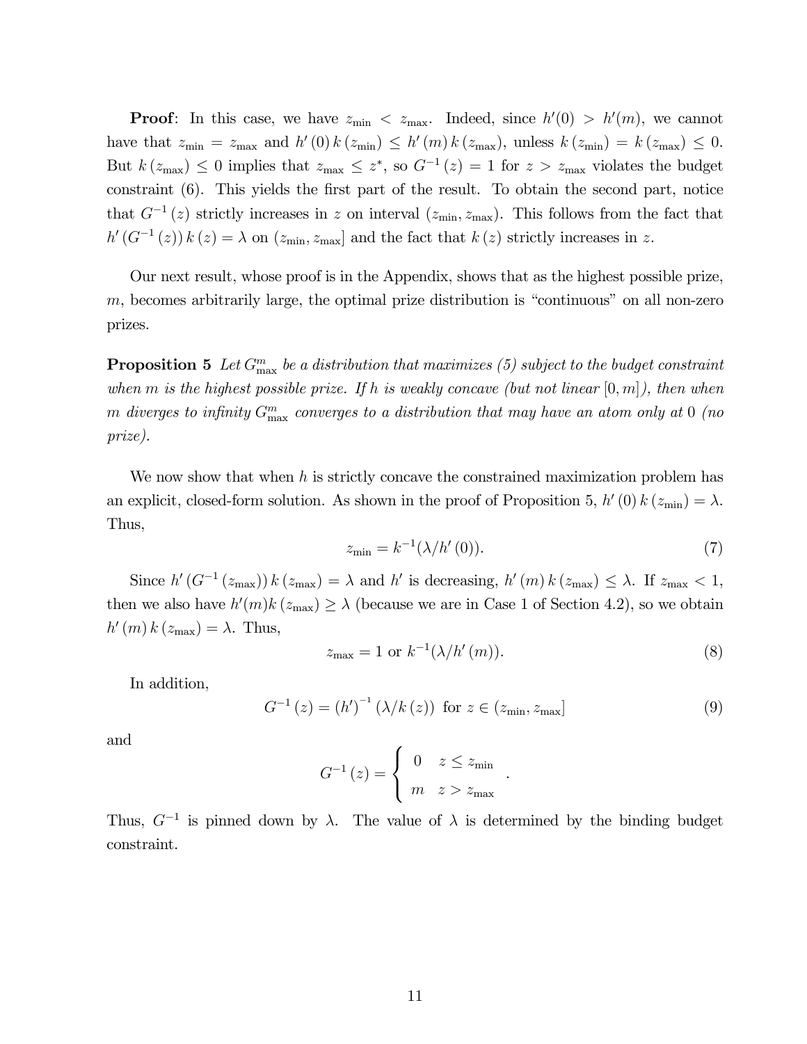**Proof**: In this case, we have $z_{\min} < z_{\max}$. Indeed, since $h'(0) > h'(m)$, we cannot have that $z_{\min} = z_{\max}$ and $h'(0)\, k(z_{\min}) \leq h'(m)\, k(z_{\max})$, unless $k(z_{\min}) = k(z_{\max}) \leq 0$. But $k(z_{\max}) \leq 0$ implies that $z_{\max} \leq z^*$, so $G^{-1}(z) = 1$ for $z > z_{\max}$ violates the budget constraint (6). This yields the first part of the result. To obtain the second part, notice that $G^{-1}(z)$ strictly increases in $z$ on interval $(z_{\min}, z_{\max})$. This follows from the fact that $h'(G^{-1}(z))\, k(z) = \lambda$ on $(z_{\min}, z_{\max}]$ and the fact that $k(z)$ strictly increases in $z$.

Our next result, whose proof is in the Appendix, shows that as the highest possible prize, $m$, becomes arbitrarily large, the optimal prize distribution is "continuous" on all non-zero prizes.

**Proposition 5** *Let $G^m_{\max}$ be a distribution that maximizes (5) subject to the budget constraint when $m$ is the highest possible prize. If $h$ is weakly concave (but not linear $[0, m]$), then when $m$ diverges to infinity $G^m_{\max}$ converges to a distribution that may have an atom only at 0 (no prize).*

We now show that when $h$ is strictly concave the constrained maximization problem has an explicit, closed-form solution. As shown in the proof of Proposition 5, $h'(0)\, k(z_{\min}) = \lambda$. Thus,

$$z_{\min} = k^{-1}(\lambda / h'(0)). \tag{7}$$

Since $h'(G^{-1}(z_{\max}))\, k(z_{\max}) = \lambda$ and $h'$ is decreasing, $h'(m)\, k(z_{\max}) \leq \lambda$. If $z_{\max} < 1$, then we also have $h'(m) k(z_{\max}) \geq \lambda$ (because we are in Case 1 of Section 4.2), so we obtain $h'(m)\, k(z_{\max}) = \lambda$. Thus,

$$z_{\max} = 1 \text{ or } k^{-1}(\lambda / h'(m)). \tag{8}$$

In addition,

$$G^{-1}(z) = (h')^{-1}(\lambda / k(z)) \text{ for } z \in (z_{\min}, z_{\max}] \tag{9}$$

and

$$G^{-1}(z) = \begin{cases} 0 & z \leq z_{\min} \\ m & z > z_{\max} \end{cases}.$$

Thus, $G^{-1}$ is pinned down by $\lambda$. The value of $\lambda$ is determined by the binding budget constraint.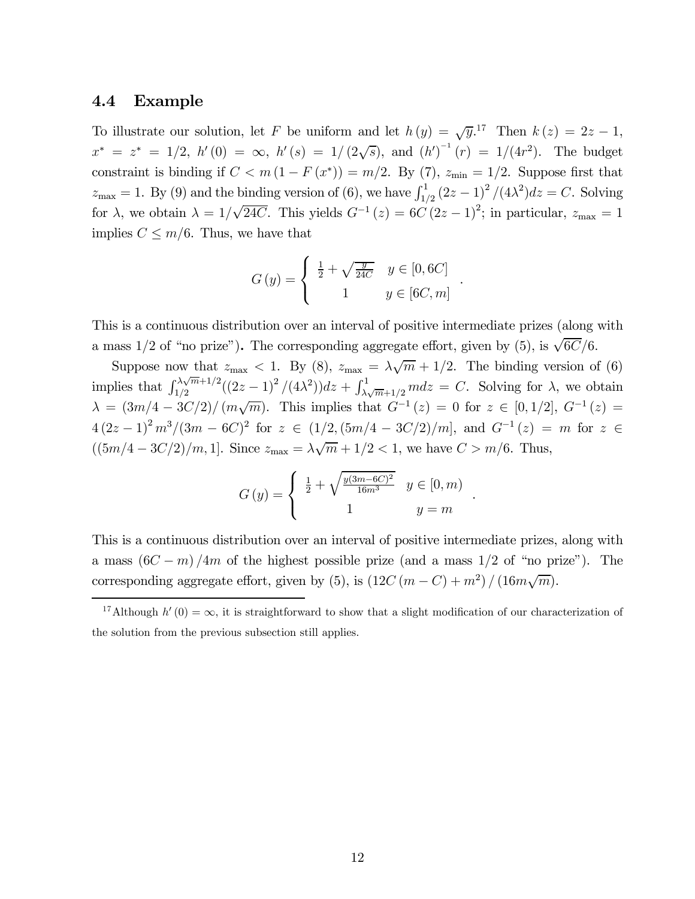### 4.4 Example

To illustrate our solution, let $F$ be uniform and let $h(y) = \sqrt{y}$.[17] Then $k(z) = 2z - 1$, $x^* = z^* = 1/2$, $h'(0) = \infty$, $h'(s) = 1/(2\sqrt{s})$, and $(h')^{-1}(r) = 1/(4r^2)$. The budget constraint is binding if $C < m(1 - F(x^*)) = m/2$. By (7), $z_{\min} = 1/2$. Suppose first that $z_{\max} = 1$. By (9) and the binding version of (6), we have $\int_{1/2}^{1} (2z-1)^2/(4\lambda^2)dz = C$. Solving for $\lambda$, we obtain $\lambda = 1/\sqrt{24C}$. This yields $G^{-1}(z) = 6C(2z-1)^2$; in particular, $z_{\max} = 1$ implies $C \leq m/6$. Thus, we have that

$$G(y) = \begin{cases} \frac{1}{2} + \sqrt{\frac{y}{24C}} & y \in [0, 6C] \\ 1 & y \in [6C, m] \end{cases}.$$

This is a continuous distribution over an interval of positive intermediate prizes (along with a mass $1/2$ of "no prize")**.** The corresponding aggregate effort, given by (5), is $\sqrt{6C}/6$.

Suppose now that $z_{\max} < 1$. By (8), $z_{\max} = \lambda\sqrt{m} + 1/2$. The binding version of (6) implies that $\int_{1/2}^{\lambda\sqrt{m}+1/2}((2z-1)^2/(4\lambda^2))dz + \int_{\lambda\sqrt{m}+1/2}^{1} m dz = C$. Solving for $\lambda$, we obtain $\lambda = (3m/4 - 3C/2)/(m\sqrt{m})$. This implies that $G^{-1}(z) = 0$ for $z \in [0, 1/2]$, $G^{-1}(z) = 4(2z-1)^2 m^3/(3m - 6C)^2$ for $z \in (1/2, (5m/4 - 3C/2)/m]$, and $G^{-1}(z) = m$ for $z \in ((5m/4 - 3C/2)/m, 1]$. Since $z_{\max} = \lambda\sqrt{m} + 1/2 < 1$, we have $C > m/6$. Thus,

$$G(y) = \begin{cases} \frac{1}{2} + \sqrt{\frac{y(3m-6C)^2}{16m^3}} & y \in [0, m) \\ 1 & y = m \end{cases}.$$

This is a continuous distribution over an interval of positive intermediate prizes, along with a mass $(6C - m)/4m$ of the highest possible prize (and a mass $1/2$ of "no prize"). The corresponding aggregate effort, given by (5), is $(12C(m - C) + m^2)/(16m\sqrt{m})$.

[17] Although $h'(0) = \infty$, it is straightforward to show that a slight modification of our characterization of the solution from the previous subsection still applies.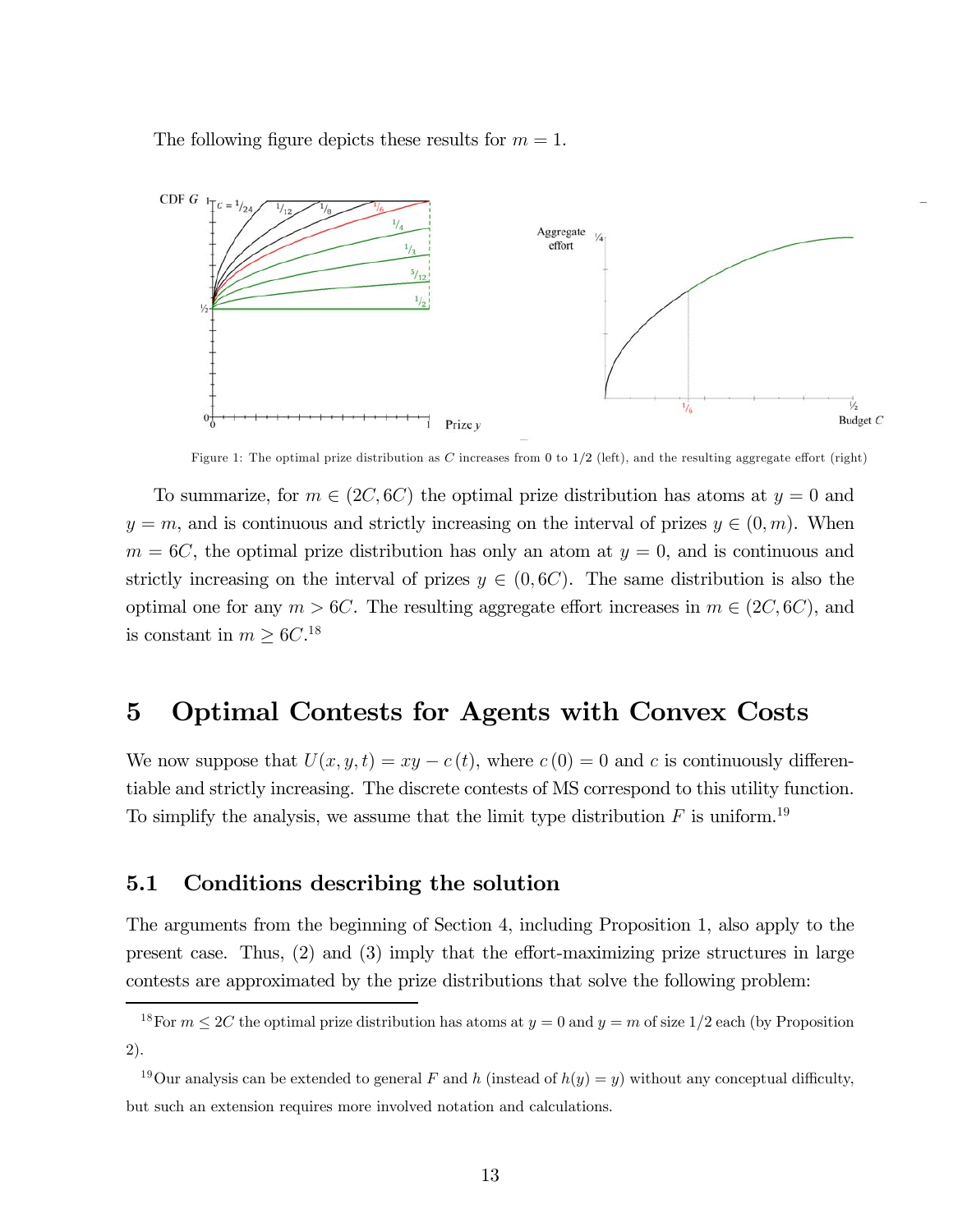The following figure depicts these results for $m = 1$.

Figure 1: The optimal prize distribution as $C$ increases from 0 to 1/2 (left), and the resulting aggregate effort (right)

To summarize, for $m \in (2C, 6C)$ the optimal prize distribution has atoms at $y = 0$ and $y = m$, and is continuous and strictly increasing on the interval of prizes $y \in (0, m)$. When $m = 6C$, the optimal prize distribution has only an atom at $y = 0$, and is continuous and strictly increasing on the interval of prizes $y \in (0, 6C)$. The same distribution is also the optimal one for any $m > 6C$. The resulting aggregate effort increases in $m \in (2C, 6C)$, and is constant in $m \geq 6C$.[18]

# 5 Optimal Contests for Agents with Convex Costs

We now suppose that $U(x, y, t) = xy - c(t)$, where $c(0) = 0$ and $c$ is continuously differentiable and strictly increasing. The discrete contests of MS correspond to this utility function. To simplify the analysis, we assume that the limit type distribution $F$ is uniform.[19]

## 5.1 Conditions describing the solution

The arguments from the beginning of Section 4, including Proposition 1, also apply to the present case. Thus, (2) and (3) imply that the effort-maximizing prize structures in large contests are approximated by the prize distributions that solve the following problem:

---

[18] For $m \leq 2C$ the optimal prize distribution has atoms at $y = 0$ and $y = m$ of size 1/2 each (by Proposition 2).

[19] Our analysis can be extended to general $F$ and $h$ (instead of $h(y) = y$) without any conceptual difficulty, but such an extension requires more involved notation and calculations.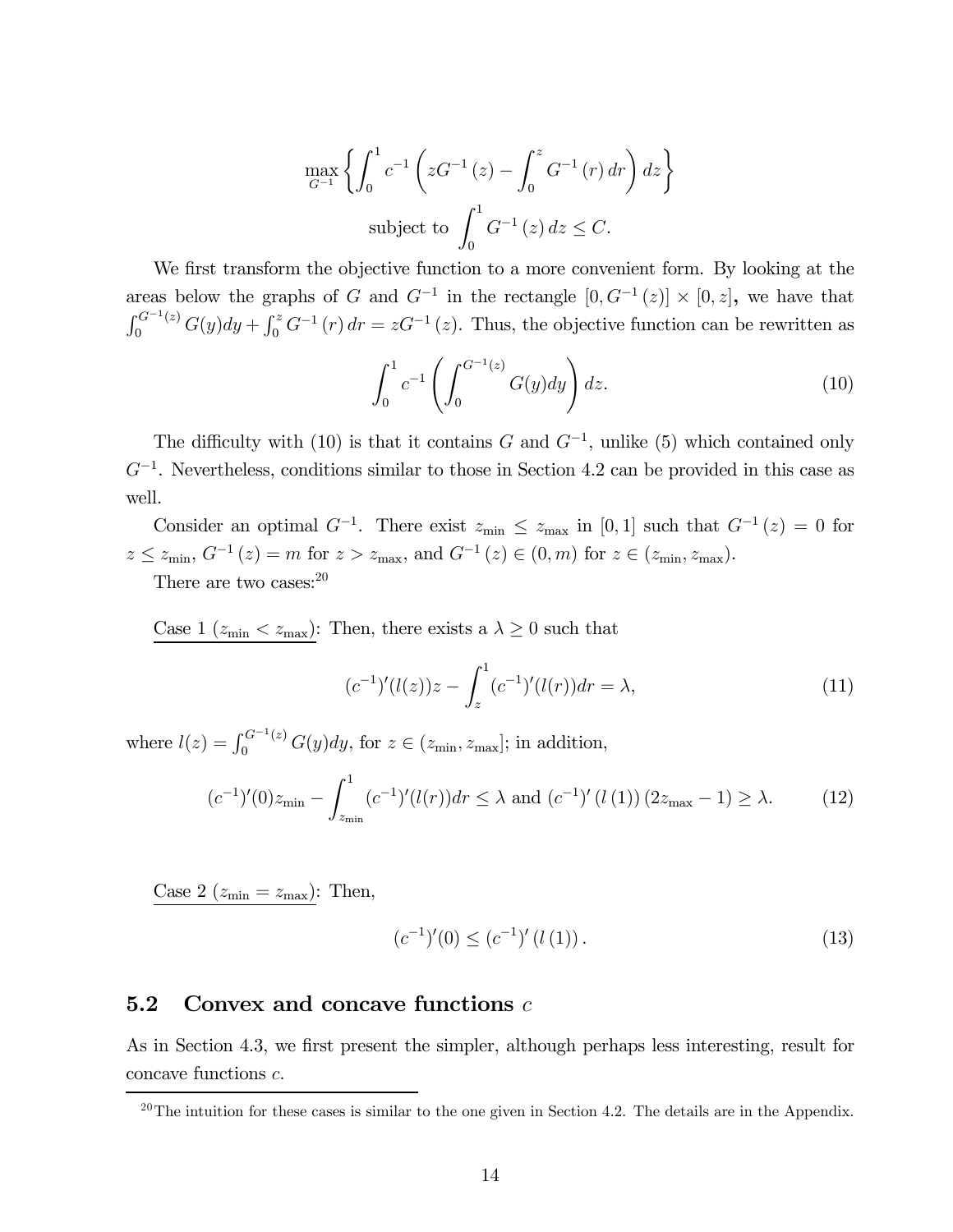$$\max_{G^{-1}} \left\{ \int_0^1 c^{-1} \left( zG^{-1}(z) - \int_0^z G^{-1}(r)\, dr \right) dz \right\}$$

$$\text{subject to } \int_0^1 G^{-1}(z)\, dz \leq C.$$

We first transform the objective function to a more convenient form. By looking at the areas below the graphs of $G$ and $G^{-1}$ in the rectangle $[0, G^{-1}(z)] \times [0, z]$**,** we have that $\int_0^{G^{-1}(z)} G(y)dy + \int_0^z G^{-1}(r)\, dr = zG^{-1}(z)$. Thus, the objective function can be rewritten as

$$\int_0^1 c^{-1} \left( \int_0^{G^{-1}(z)} G(y)dy \right) dz. \tag{10}$$

The difficulty with (10) is that it contains $G$ and $G^{-1}$, unlike (5) which contained only $G^{-1}$. Nevertheless, conditions similar to those in Section 4.2 can be provided in this case as well.

Consider an optimal $G^{-1}$. There exist $z_{\min} \leq z_{\max}$ in $[0,1]$ such that $G^{-1}(z) = 0$ for $z \leq z_{\min}$, $G^{-1}(z) = m$ for $z > z_{\max}$, and $G^{-1}(z) \in (0, m)$ for $z \in (z_{\min}, z_{\max})$.

There are two cases:[20]

Case 1 ($z_{\min} < z_{\max}$): Then, there exists a $\lambda \geq 0$ such that

$$(c^{-1})'(l(z))z - \int_z^1 (c^{-1})'(l(r))dr = \lambda, \tag{11}$$

where $l(z) = \int_0^{G^{-1}(z)} G(y)dy$, for $z \in (z_{\min}, z_{\max}]$; in addition,

$$(c^{-1})'(0)z_{\min} - \int_{z_{\min}}^1 (c^{-1})'(l(r))dr \leq \lambda \text{ and } (c^{-1})'(l(1))(2z_{\max} - 1) \geq \lambda. \tag{12}$$

Case 2 ($z_{\min} = z_{\max}$): Then,

$$(c^{-1})'(0) \leq (c^{-1})'(l(1)). \tag{13}$$

## 5.2 Convex and concave functions $c$

As in Section 4.3, we first present the simpler, although perhaps less interesting, result for concave functions $c$.

[20] The intuition for these cases is similar to the one given in Section 4.2. The details are in the Appendix.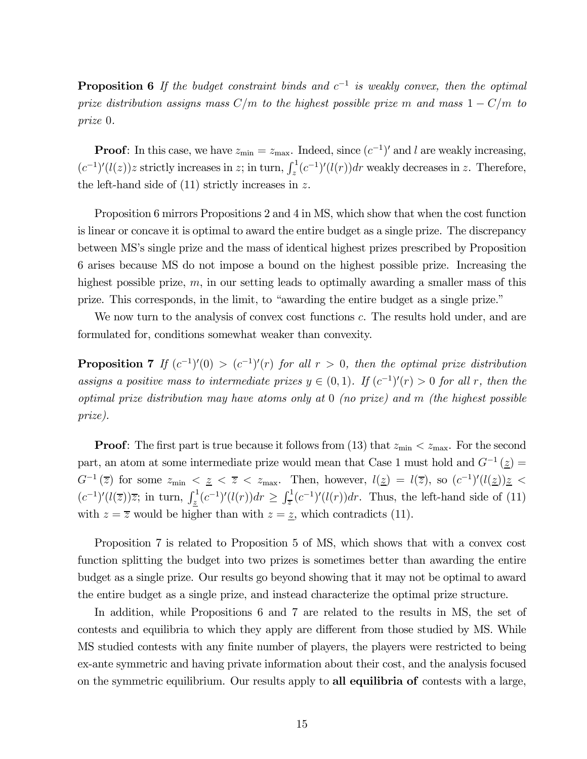**Proposition 6** *If the budget constraint binds and $c^{-1}$ is weakly convex, then the optimal prize distribution assigns mass $C/m$ to the highest possible prize $m$ and mass $1 - C/m$ to prize 0.*

**Proof**: In this case, we have $z_{\min} = z_{\max}$. Indeed, since $(c^{-1})'$ and $l$ are weakly increasing, $(c^{-1})'(l(z))z$ strictly increases in $z$; in turn, $\int_z^1 (c^{-1})'(l(r))dr$ weakly decreases in $z$. Therefore, the left-hand side of (11) strictly increases in $z$.

Proposition 6 mirrors Propositions 2 and 4 in MS, which show that when the cost function is linear or concave it is optimal to award the entire budget as a single prize. The discrepancy between MS's single prize and the mass of identical highest prizes prescribed by Proposition 6 arises because MS do not impose a bound on the highest possible prize. Increasing the highest possible prize, $m$, in our setting leads to optimally awarding a smaller mass of this prize. This corresponds, in the limit, to "awarding the entire budget as a single prize."

We now turn to the analysis of convex cost functions $c$. The results hold under, and are formulated for, conditions somewhat weaker than convexity.

**Proposition 7** *If $(c^{-1})'(0) > (c^{-1})'(r)$ for all $r > 0$, then the optimal prize distribution assigns a positive mass to intermediate prizes $y \in (0, 1)$. If $(c^{-1})'(r) > 0$ for all $r$, then the optimal prize distribution may have atoms only at 0 (no prize) and $m$ (the highest possible prize).*

**Proof**: The first part is true because it follows from (13) that $z_{\min} < z_{\max}$. For the second part, an atom at some intermediate prize would mean that Case 1 must hold and $G^{-1}(\underline{z}) = G^{-1}(\overline{z})$ for some $z_{\min} < \underline{z} < \overline{z} < z_{\max}$. Then, however, $l(\underline{z}) = l(\overline{z})$, so $(c^{-1})'(l(\underline{z}))\underline{z} < (c^{-1})'(l(\overline{z}))\overline{z}$; in turn, $\int_{\underline{z}}^1 (c^{-1})'(l(r))dr \geq \int_{\overline{z}}^1 (c^{-1})'(l(r))dr$. Thus, the left-hand side of (11) with $z = \overline{z}$ would be higher than with $z = \underline{z}$, which contradicts (11).

Proposition 7 is related to Proposition 5 of MS, which shows that with a convex cost function splitting the budget into two prizes is sometimes better than awarding the entire budget as a single prize. Our results go beyond showing that it may not be optimal to award the entire budget as a single prize, and instead characterize the optimal prize structure.

In addition, while Propositions 6 and 7 are related to the results in MS, the set of contests and equilibria to which they apply are different from those studied by MS. While MS studied contests with any finite number of players, the players were restricted to being ex-ante symmetric and having private information about their cost, and the analysis focused on the symmetric equilibrium. Our results apply to **all equilibria of** contests with a large,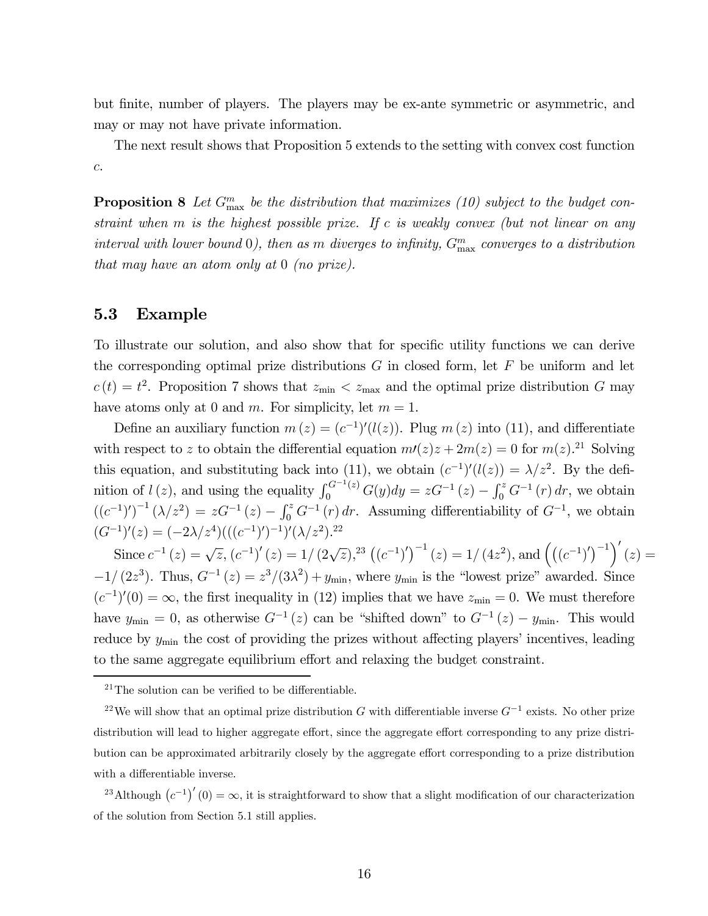but finite, number of players. The players may be ex-ante symmetric or asymmetric, and may or may not have private information.

The next result shows that Proposition 5 extends to the setting with convex cost function $c$.

**Proposition 8** *Let $G_{\max}^{m}$ be the distribution that maximizes (10) subject to the budget constraint when $m$ is the highest possible prize. If $c$ is weakly convex (but not linear on any interval with lower bound 0), then as $m$ diverges to infinity, $G_{\max}^{m}$ converges to a distribution that may have an atom only at 0 (no prize).*

### 5.3 Example

To illustrate our solution, and also show that for specific utility functions we can derive the corresponding optimal prize distributions $G$ in closed form, let $F$ be uniform and let $c(t) = t^2$. Proposition 7 shows that $z_{\min} < z_{\max}$ and the optimal prize distribution $G$ may have atoms only at 0 and $m$. For simplicity, let $m = 1$.

Define an auxiliary function $m(z) = (c^{-1})'(l(z))$. Plug $m(z)$ into (11), and differentiate with respect to $z$ to obtain the differential equation $m\prime(z)z + 2m(z) = 0$ for $m(z)$.[21] Solving this equation, and substituting back into (11), we obtain $(c^{-1})'(l(z)) = \lambda/z^2$. By the definition of $l(z)$, and using the equality $\int_0^{G^{-1}(z)} G(y)dy = zG^{-1}(z) - \int_0^z G^{-1}(r)\,dr$, we obtain $((c^{-1})')^{-1}(\lambda/z^2) = zG^{-1}(z) - \int_0^z G^{-1}(r)\,dr$. Assuming differentiability of $G^{-1}$, we obtain $(G^{-1})'(z) = (-2\lambda/z^4)(((c^{-1})')^{-1})'(\lambda/z^2)$.[22]

Since $c^{-1}(z) = \sqrt{z}$, $(c^{-1})'(z) = 1/(2\sqrt{z})$,[23] $\left((c^{-1})'\right)^{-1}(z) = 1/(4z^2)$, and $\left(\left((c^{-1})'\right)^{-1}\right)'(z) = -1/(2z^3)$. Thus, $G^{-1}(z) = z^3/(3\lambda^2) + y_{\min}$, where $y_{\min}$ is the "lowest prize" awarded. Since $(c^{-1})'(0) = \infty$, the first inequality in (12) implies that we have $z_{\min} = 0$. We must therefore have $y_{\min} = 0$, as otherwise $G^{-1}(z)$ can be "shifted down" to $G^{-1}(z) - y_{\min}$. This would reduce by $y_{\min}$ the cost of providing the prizes without affecting players' incentives, leading to the same aggregate equilibrium effort and relaxing the budget constraint.

---

[21] The solution can be verified to be differentiable.

[22] We will show that an optimal prize distribution $G$ with differentiable inverse $G^{-1}$ exists. No other prize distribution will lead to higher aggregate effort, since the aggregate effort corresponding to any prize distribution can be approximated arbitrarily closely by the aggregate effort corresponding to a prize distribution with a differentiable inverse.

[23] Although $\left(c^{-1}\right)'(0) = \infty$, it is straightforward to show that a slight modification of our characterization of the solution from Section 5.1 still applies.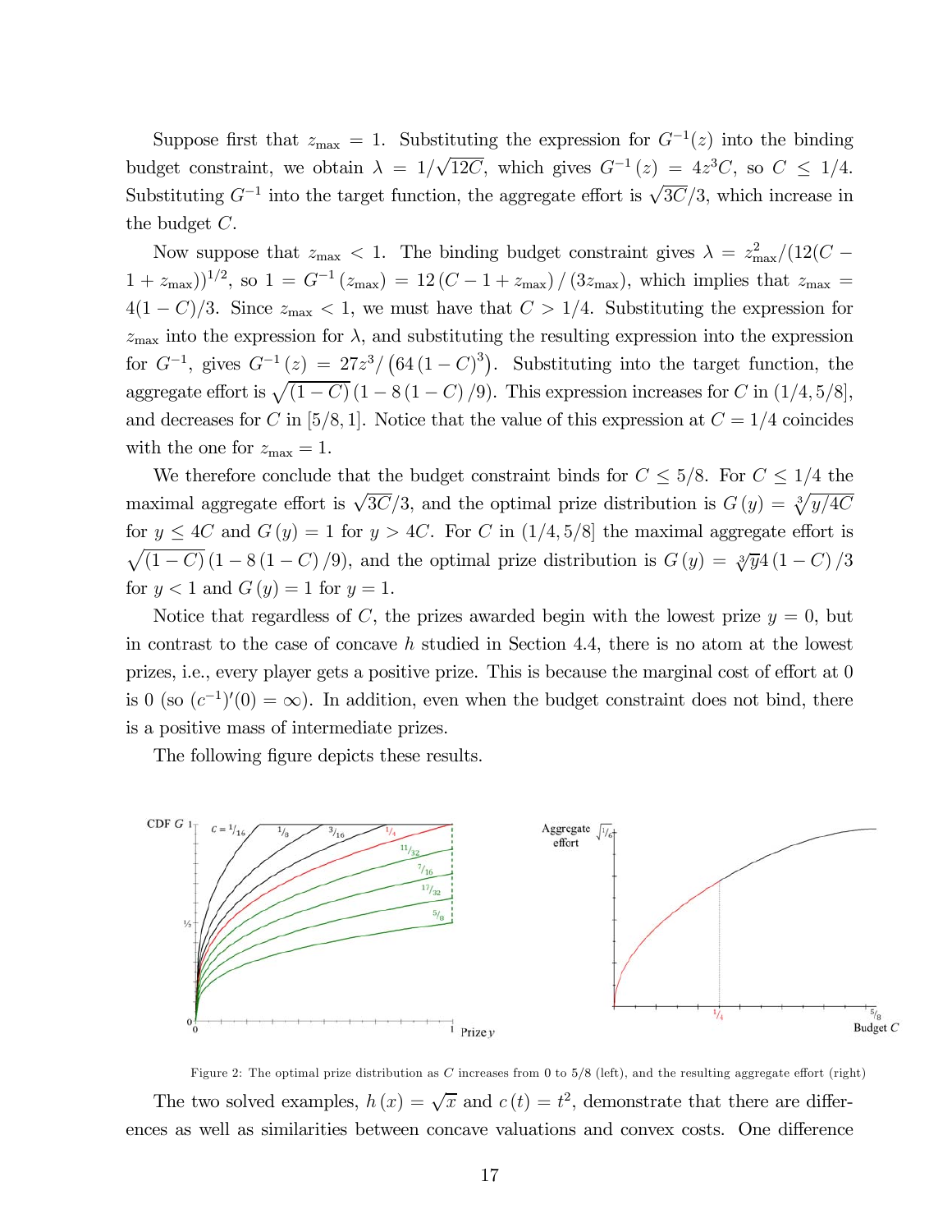Suppose first that $z_{\max} = 1$. Substituting the expression for $G^{-1}(z)$ into the binding budget constraint, we obtain $\lambda = 1/\sqrt{12C}$, which gives $G^{-1}(z) = 4z^3C$, so $C \leq 1/4$. Substituting $G^{-1}$ into the target function, the aggregate effort is $\sqrt{3C}/3$, which increase in the budget $C$.

Now suppose that $z_{\max} < 1$. The binding budget constraint gives $\lambda = z_{\max}^2/(12(C - 1 + z_{\max}))^{1/2}$, so $1 = G^{-1}(z_{\max}) = 12(C - 1 + z_{\max})/(3z_{\max})$, which implies that $z_{\max} = 4(1-C)/3$. Since $z_{\max} < 1$, we must have that $C > 1/4$. Substituting the expression for $z_{\max}$ into the expression for $\lambda$, and substituting the resulting expression into the expression for $G^{-1}$, gives $G^{-1}(z) = 27z^3/\left(64(1-C)^3\right)$. Substituting into the target function, the aggregate effort is $\sqrt{(1-C)}\,(1 - 8(1-C)/9)$. This expression increases for $C$ in $(1/4, 5/8]$, and decreases for $C$ in $[5/8, 1]$. Notice that the value of this expression at $C = 1/4$ coincides with the one for $z_{\max} = 1$.

We therefore conclude that the budget constraint binds for $C \leq 5/8$. For $C \leq 1/4$ the maximal aggregate effort is $\sqrt{3C}/3$, and the optimal prize distribution is $G(y) = \sqrt[3]{y/4C}$ for $y \leq 4C$ and $G(y) = 1$ for $y > 4C$. For $C$ in $(1/4, 5/8]$ the maximal aggregate effort is $\sqrt{(1-C)}\,(1 - 8(1-C)/9)$, and the optimal prize distribution is $G(y) = \sqrt[3]{y}4(1-C)/3$ for $y < 1$ and $G(y) = 1$ for $y = 1$.

Notice that regardless of $C$, the prizes awarded begin with the lowest prize $y = 0$, but in contrast to the case of concave $h$ studied in Section 4.4, there is no atom at the lowest prizes, i.e., every player gets a positive prize. This is because the marginal cost of effort at 0 is 0 (so $(c^{-1})'(0) = \infty$). In addition, even when the budget constraint does not bind, there is a positive mass of intermediate prizes.

The following figure depicts these results.

Figure 2: The optimal prize distribution as $C$ increases from 0 to 5/8 (left), and the resulting aggregate effort (right)

The two solved examples, $h(x) = \sqrt{x}$ and $c(t) = t^2$, demonstrate that there are differences as well as similarities between concave valuations and convex costs. One difference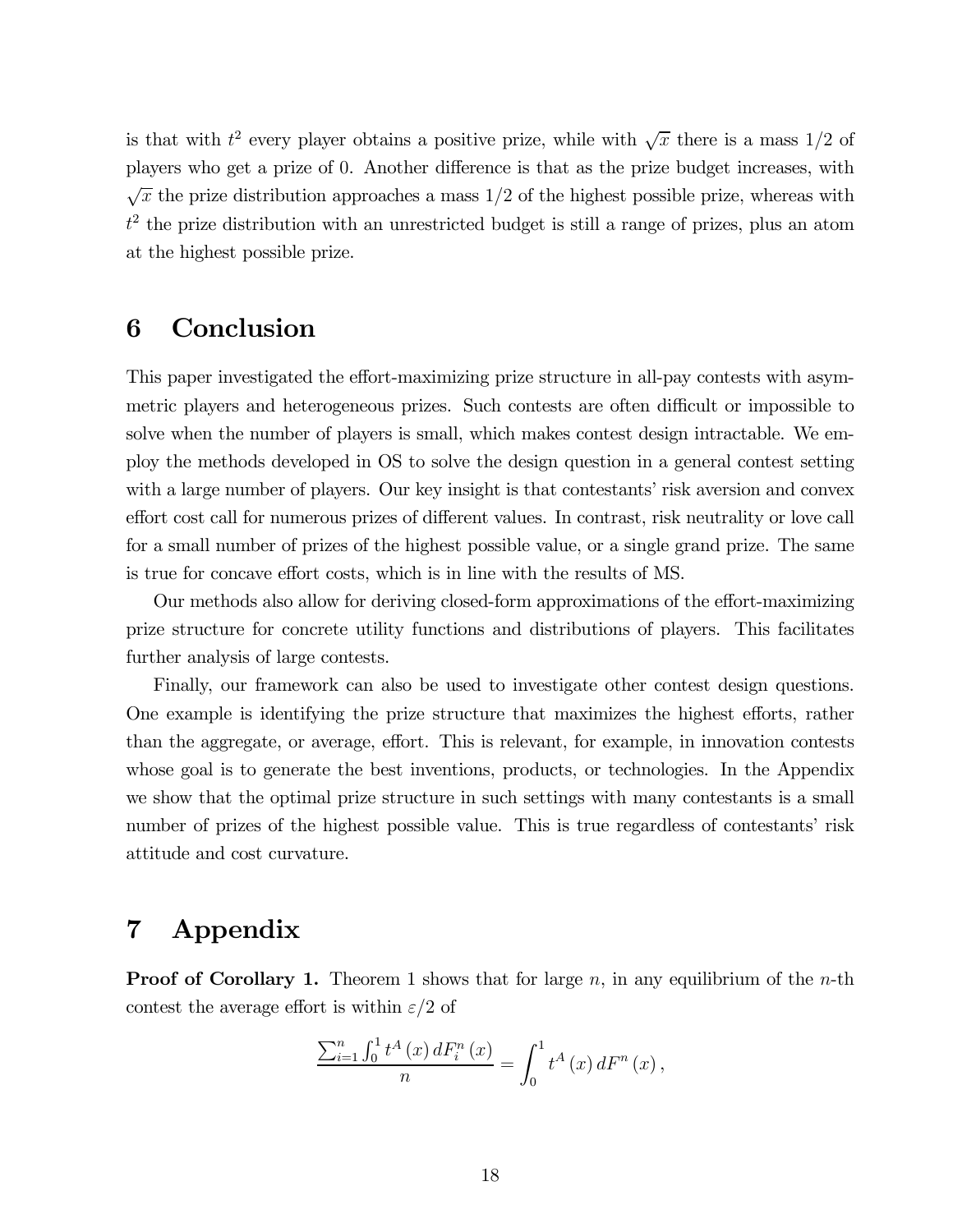is that with $t^2$ every player obtains a positive prize, while with $\sqrt{x}$ there is a mass 1/2 of players who get a prize of 0. Another difference is that as the prize budget increases, with $\sqrt{x}$ the prize distribution approaches a mass 1/2 of the highest possible prize, whereas with $t^2$ the prize distribution with an unrestricted budget is still a range of prizes, plus an atom at the highest possible prize.

# 6 Conclusion

This paper investigated the effort-maximizing prize structure in all-pay contests with asymmetric players and heterogeneous prizes. Such contests are often difficult or impossible to solve when the number of players is small, which makes contest design intractable. We employ the methods developed in OS to solve the design question in a general contest setting with a large number of players. Our key insight is that contestants' risk aversion and convex effort cost call for numerous prizes of different values. In contrast, risk neutrality or love call for a small number of prizes of the highest possible value, or a single grand prize. The same is true for concave effort costs, which is in line with the results of MS.

Our methods also allow for deriving closed-form approximations of the effort-maximizing prize structure for concrete utility functions and distributions of players. This facilitates further analysis of large contests.

Finally, our framework can also be used to investigate other contest design questions. One example is identifying the prize structure that maximizes the highest efforts, rather than the aggregate, or average, effort. This is relevant, for example, in innovation contests whose goal is to generate the best inventions, products, or technologies. In the Appendix we show that the optimal prize structure in such settings with many contestants is a small number of prizes of the highest possible value. This is true regardless of contestants' risk attitude and cost curvature.

# 7 Appendix

**Proof of Corollary 1.** Theorem 1 shows that for large $n$, in any equilibrium of the $n$-th contest the average effort is within $\varepsilon/2$ of

$$\frac{\sum_{i=1}^{n}\int_{0}^{1}t^{A}\left(x\right)dF_{i}^{n}\left(x\right)}{n}=\int_{0}^{1}t^{A}\left(x\right)dF^{n}\left(x\right),$$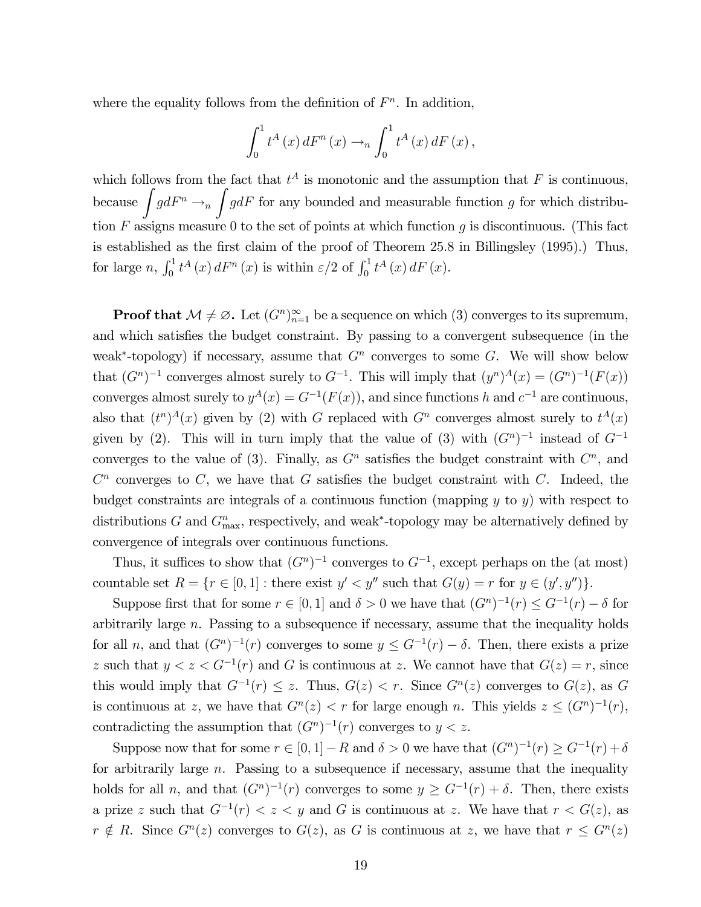where the equality follows from the definition of $F^n$. In addition,

$$\int_0^1 t^A(x)\, dF^n(x) \to_n \int_0^1 t^A(x)\, dF(x),$$

which follows from the fact that $t^A$ is monotonic and the assumption that $F$ is continuous, because $\displaystyle\int g dF^n \to_n \int g dF$ for any bounded and measurable function $g$ for which distribution $F$ assigns measure 0 to the set of points at which function $g$ is discontinuous. (This fact is established as the first claim of the proof of Theorem 25.8 in Billingsley (1995).) Thus, for large $n$, $\int_0^1 t^A(x)\, dF^n(x)$ is within $\varepsilon/2$ of $\int_0^1 t^A(x)\, dF(x)$.

**Proof that $\mathcal{M} \neq \varnothing$.** Let $(G^n)_{n=1}^{\infty}$ be a sequence on which (3) converges to its supremum, and which satisfies the budget constraint. By passing to a convergent subsequence (in the weak*-topology) if necessary, assume that $G^n$ converges to some $G$. We will show below that $(G^n)^{-1}$ converges almost surely to $G^{-1}$. This will imply that $(y^n)^A(x) = (G^n)^{-1}(F(x))$ converges almost surely to $y^A(x) = G^{-1}(F(x))$, and since functions $h$ and $c^{-1}$ are continuous, also that $(t^n)^A(x)$ given by (2) with $G$ replaced with $G^n$ converges almost surely to $t^A(x)$ given by (2). This will in turn imply that the value of (3) with $(G^n)^{-1}$ instead of $G^{-1}$ converges to the value of (3). Finally, as $G^n$ satisfies the budget constraint with $C^n$, and $C^n$ converges to $C$, we have that $G$ satisfies the budget constraint with $C$. Indeed, the budget constraints are integrals of a continuous function (mapping $y$ to $y$) with respect to distributions $G$ and $G^n_{\max}$, respectively, and weak*-topology may be alternatively defined by convergence of integrals over continuous functions.

Thus, it suffices to show that $(G^n)^{-1}$ converges to $G^{-1}$, except perhaps on the (at most) countable set $R = \{r \in [0,1] : \text{there exist } y' < y'' \text{ such that } G(y) = r \text{ for } y \in (y', y'')\}$.

Suppose first that for some $r \in [0,1]$ and $\delta > 0$ we have that $(G^n)^{-1}(r) \leq G^{-1}(r) - \delta$ for arbitrarily large $n$. Passing to a subsequence if necessary, assume that the inequality holds for all $n$, and that $(G^n)^{-1}(r)$ converges to some $y \leq G^{-1}(r) - \delta$. Then, there exists a prize $z$ such that $y < z < G^{-1}(r)$ and $G$ is continuous at $z$. We cannot have that $G(z) = r$, since this would imply that $G^{-1}(r) \leq z$. Thus, $G(z) < r$. Since $G^n(z)$ converges to $G(z)$, as $G$ is continuous at $z$, we have that $G^n(z) < r$ for large enough $n$. This yields $z \leq (G^n)^{-1}(r)$, contradicting the assumption that $(G^n)^{-1}(r)$ converges to $y < z$.

Suppose now that for some $r \in [0,1] - R$ and $\delta > 0$ we have that $(G^n)^{-1}(r) \geq G^{-1}(r) + \delta$ for arbitrarily large $n$. Passing to a subsequence if necessary, assume that the inequality holds for all $n$, and that $(G^n)^{-1}(r)$ converges to some $y \geq G^{-1}(r) + \delta$. Then, there exists a prize $z$ such that $G^{-1}(r) < z < y$ and $G$ is continuous at $z$. We have that $r < G(z)$, as $r \notin R$. Since $G^n(z)$ converges to $G(z)$, as $G$ is continuous at $z$, we have that $r \leq G^n(z)$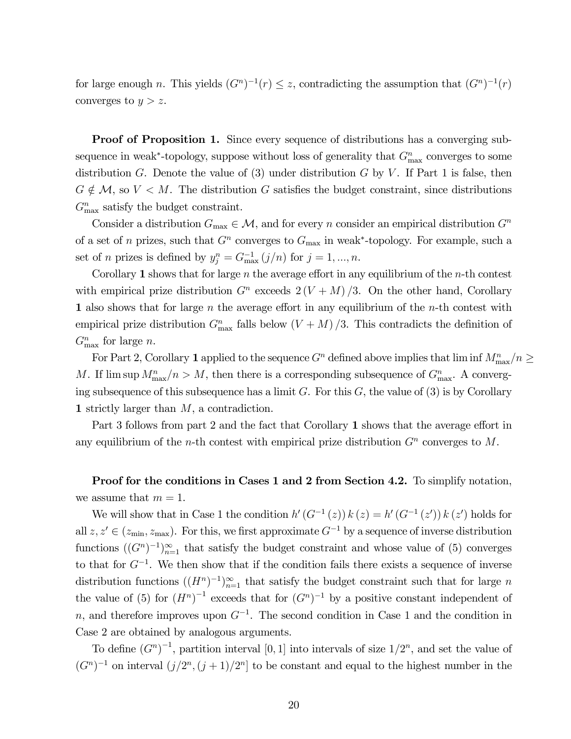for large enough $n$. This yields $(G^n)^{-1}(r) \leq z$, contradicting the assumption that $(G^n)^{-1}(r)$ converges to $y > z$.

**Proof of Proposition 1.** Since every sequence of distributions has a converging subsequence in weak*-topology, suppose without loss of generality that $G^n_{\max}$ converges to some distribution $G$. Denote the value of (3) under distribution $G$ by $V$. If Part 1 is false, then $G \notin \mathcal{M}$, so $V < M$. The distribution $G$ satisfies the budget constraint, since distributions $G^n_{\max}$ satisfy the budget constraint.

Consider a distribution $G_{\max} \in \mathcal{M}$, and for every $n$ consider an empirical distribution $G^n$ of a set of $n$ prizes, such that $G^n$ converges to $G_{\max}$ in weak*-topology. For example, such a set of $n$ prizes is defined by $y^n_j = G^{-1}_{\max}(j/n)$ for $j = 1, ..., n$.

Corollary **1** shows that for large $n$ the average effort in any equilibrium of the $n$-th contest with empirical prize distribution $G^n$ exceeds $2(V + M)/3$. On the other hand, Corollary **1** also shows that for large $n$ the average effort in any equilibrium of the $n$-th contest with empirical prize distribution $G^n_{\max}$ falls below $(V + M)/3$. This contradicts the definition of $G^n_{\max}$ for large $n$.

For Part 2, Corollary **1** applied to the sequence $G^n$ defined above implies that $\liminf M^n_{\max}/n \geq M$. If $\limsup M^n_{\max}/n > M$, then there is a corresponding subsequence of $G^n_{\max}$. A converging subsequence of this subsequence has a limit $G$. For this $G$, the value of (3) is by Corollary **1** strictly larger than $M$, a contradiction.

Part 3 follows from part 2 and the fact that Corollary **1** shows that the average effort in any equilibrium of the $n$-th contest with empirical prize distribution $G^n$ converges to $M$.

**Proof for the conditions in Cases 1 and 2 from Section 4.2.** To simplify notation, we assume that $m = 1$.

We will show that in Case 1 the condition $h'(G^{-1}(z))\, k(z) = h'(G^{-1}(z'))\, k(z')$ holds for all $z, z' \in (z_{\min}, z_{\max})$. For this, we first approximate $G^{-1}$ by a sequence of inverse distribution functions $((G^n)^{-1})_{n=1}^{\infty}$ that satisfy the budget constraint and whose value of (5) converges to that for $G^{-1}$. We then show that if the condition fails there exists a sequence of inverse distribution functions $((H^n)^{-1})_{n=1}^{\infty}$ that satisfy the budget constraint such that for large $n$ the value of (5) for $(H^n)^{-1}$ exceeds that for $(G^n)^{-1}$ by a positive constant independent of $n$, and therefore improves upon $G^{-1}$. The second condition in Case 1 and the condition in Case 2 are obtained by analogous arguments.

To define $(G^n)^{-1}$, partition interval $[0, 1]$ into intervals of size $1/2^n$, and set the value of $(G^n)^{-1}$ on interval $(j/2^n, (j + 1)/2^n]$ to be constant and equal to the highest number in the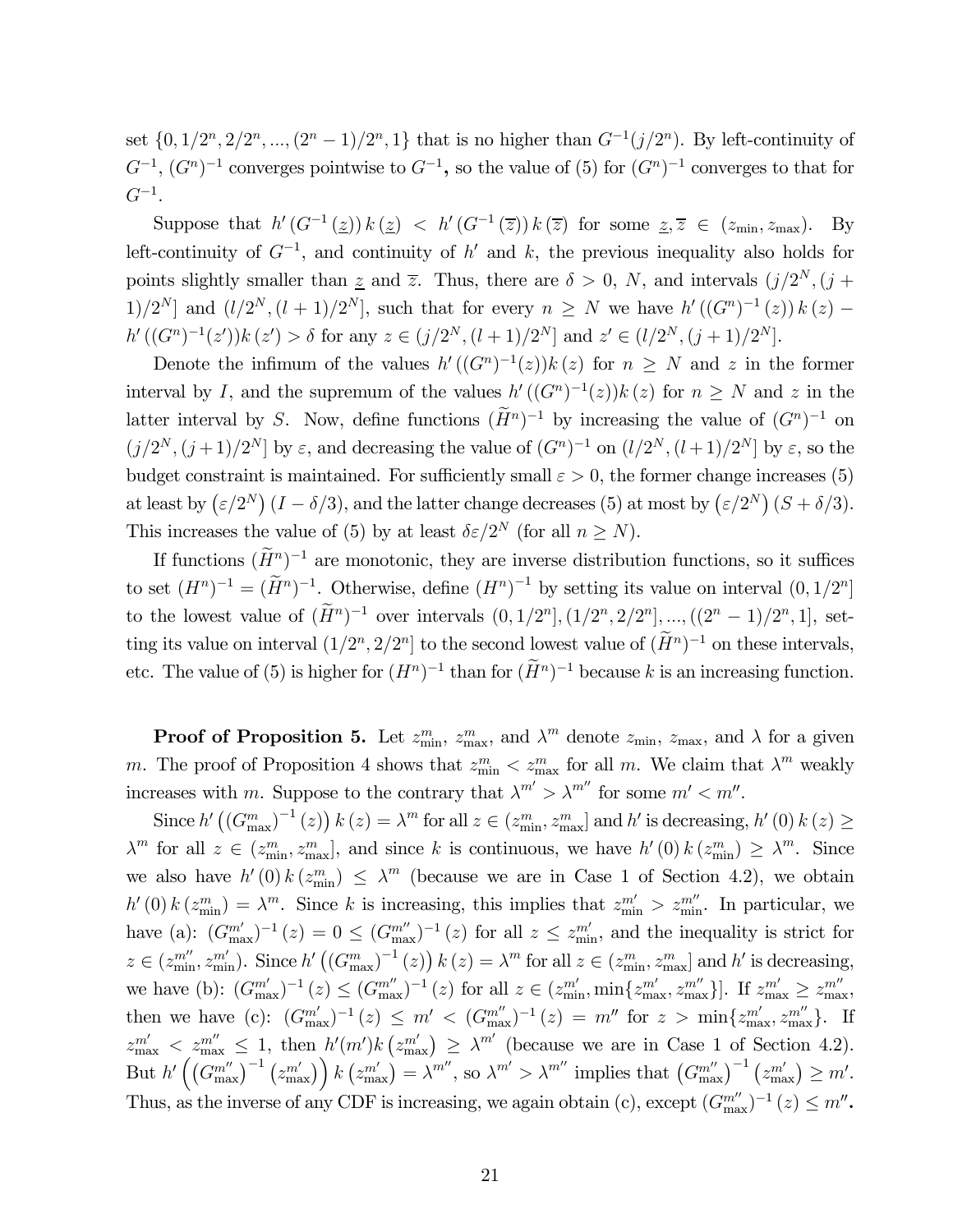set $\{0, 1/2^n, 2/2^n, ..., (2^n - 1)/2^n, 1\}$ that is no higher than $G^{-1}(j/2^n)$. By left-continuity of $G^{-1}$, $(G^n)^{-1}$ converges pointwise to $G^{-1}$**,** so the value of (5) for $(G^n)^{-1}$ converges to that for $G^{-1}$.

Suppose that $h'(G^{-1}(\underline{z}))\, k(\underline{z}) < h'(G^{-1}(\overline{z}))\, k(\overline{z})$ for some $\underline{z}, \overline{z} \in (z_{\min}, z_{\max})$. By left-continuity of $G^{-1}$, and continuity of $h'$ and $k$, the previous inequality also holds for points slightly smaller than $\underline{z}$ and $\overline{z}$. Thus, there are $\delta > 0$, $N$, and intervals $(j/2^N, (j+1)/2^N]$ and $(l/2^N, (l+1)/2^N]$, such that for every $n \geq N$ we have $h'((G^n)^{-1}(z))\, k(z) - h'((G^n)^{-1}(z'))k(z') > \delta$ for any $z \in (j/2^N, (l+1)/2^N]$ and $z' \in (l/2^N, (j+1)/2^N]$.

Denote the infimum of the values $h'((G^n)^{-1}(z))k(z)$ for $n \geq N$ and $z$ in the former interval by $I$, and the supremum of the values $h'((G^n)^{-1}(z))k(z)$ for $n \geq N$ and $z$ in the latter interval by $S$. Now, define functions $(\widetilde{H}^n)^{-1}$ by increasing the value of $(G^n)^{-1}$ on $(j/2^N, (j+1)/2^N]$ by $\varepsilon$, and decreasing the value of $(G^n)^{-1}$ on $(l/2^N, (l+1)/2^N]$ by $\varepsilon$, so the budget constraint is maintained. For sufficiently small $\varepsilon > 0$, the former change increases (5) at least by $(\varepsilon/2^N)(I - \delta/3)$, and the latter change decreases (5) at most by $(\varepsilon/2^N)(S + \delta/3)$. This increases the value of (5) by at least $\delta\varepsilon/2^N$ (for all $n \geq N$).

If functions $(\widetilde{H}^n)^{-1}$ are monotonic, they are inverse distribution functions, so it suffices to set $(H^n)^{-1} = (\widetilde{H}^n)^{-1}$. Otherwise, define $(H^n)^{-1}$ by setting its value on interval $(0, 1/2^n]$ to the lowest value of $(\widetilde{H}^n)^{-1}$ over intervals $(0, 1/2^n], (1/2^n, 2/2^n], ..., ((2^n - 1)/2^n, 1]$, setting its value on interval $(1/2^n, 2/2^n]$ to the second lowest value of $(\widetilde{H}^n)^{-1}$ on these intervals, etc. The value of (5) is higher for $(H^n)^{-1}$ than for $(\widetilde{H}^n)^{-1}$ because $k$ is an increasing function.

**Proof of Proposition 5.** Let $z^m_{\min}$, $z^m_{\max}$, and $\lambda^m$ denote $z_{\min}$, $z_{\max}$, and $\lambda$ for a given $m$. The proof of Proposition 4 shows that $z^m_{\min} < z^m_{\max}$ for all $m$. We claim that $\lambda^m$ weakly increases with $m$. Suppose to the contrary that $\lambda^{m'} > \lambda^{m''}$ for some $m' < m''$.

Since $h'\left((G^m_{\max})^{-1}(z)\right) k(z) = \lambda^m$ for all $z \in (z^m_{\min}, z^m_{\max}]$ and $h'$ is decreasing, $h'(0)\, k(z) \geq \lambda^m$ for all $z \in (z^m_{\min}, z^m_{\max}]$, and since $k$ is continuous, we have $h'(0)\, k(z^m_{\min}) \geq \lambda^m$. Since we also have $h'(0)\, k(z^m_{\min}) \leq \lambda^m$ (because we are in Case 1 of Section 4.2), we obtain $h'(0)\, k(z^m_{\min}) = \lambda^m$. Since $k$ is increasing, this implies that $z^{m'}_{\min} > z^{m''}_{\min}$. In particular, we have (a): $(G^{m'}_{\max})^{-1}(z) = 0 \leq (G^{m''}_{\max})^{-1}(z)$ for all $z \leq z^{m'}_{\min}$, and the inequality is strict for $z \in (z^{m''}_{\min}, z^{m'}_{\min})$. Since $h'\left((G^m_{\max})^{-1}(z)\right) k(z) = \lambda^m$ for all $z \in (z^m_{\min}, z^m_{\max}]$ and $h'$ is decreasing, we have (b): $(G^{m'}_{\max})^{-1}(z) \leq (G^{m''}_{\max})^{-1}(z)$ for all $z \in (z^{m'}_{\min}, \min\{z^{m'}_{\max}, z^{m''}_{\max}\}]$. If $z^{m'}_{\max} \geq z^{m''}_{\max}$, then we have (c): $(G^{m'}_{\max})^{-1}(z) \leq m' < (G^{m''}_{\max})^{-1}(z) = m''$ for $z > \min\{z^{m'}_{\max}, z^{m''}_{\max}\}$. If $z^{m'}_{\max} < z^{m''}_{\max} \leq 1$, then $h'(m')k\left(z^{m'}_{\max}\right) \geq \lambda^{m'}$ (because we are in Case 1 of Section 4.2). But $h'\left(\left(G^{m''}_{\max}\right)^{-1}\left(z^{m'}_{\max}\right)\right) k\left(z^{m'}_{\max}\right) = \lambda^{m''}$, so $\lambda^{m'} > \lambda^{m''}$ implies that $\left(G^{m''}_{\max}\right)^{-1}\left(z^{m'}_{\max}\right) \geq m'$. Thus, as the inverse of any CDF is increasing, we again obtain (c), except $(G^{m''}_{\max})^{-1}(z) \leq m''$**.**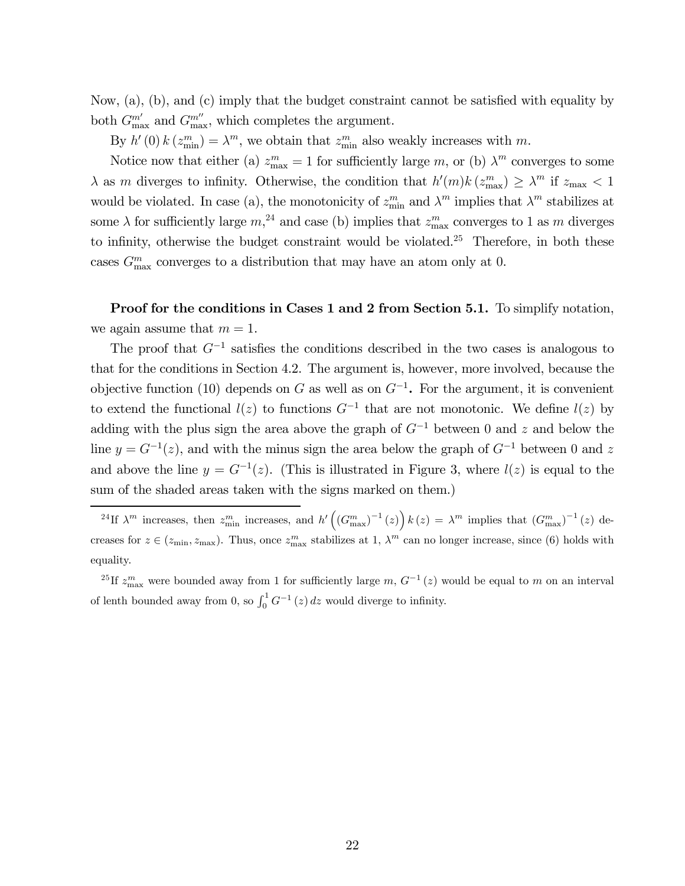Now, (a), (b), and (c) imply that the budget constraint cannot be satisfied with equality by both $G_{\max}^{m'}$ and $G_{\max}^{m''}$, which completes the argument.

By $h'(0)\,k\left(z_{\min}^{m}\right) = \lambda^{m}$, we obtain that $z_{\min}^{m}$ also weakly increases with $m$.

Notice now that either (a) $z_{\max}^{m} = 1$ for sufficiently large $m$, or (b) $\lambda^{m}$ converges to some $\lambda$ as $m$ diverges to infinity. Otherwise, the condition that $h'(m)k\left(z_{\max}^{m}\right) \geq \lambda^{m}$ if $z_{\max} < 1$ would be violated. In case (a), the monotonicity of $z_{\min}^{m}$ and $\lambda^{m}$ implies that $\lambda^{m}$ stabilizes at some $\lambda$ for sufficiently large $m$,[24] and case (b) implies that $z_{\max}^{m}$ converges to 1 as $m$ diverges to infinity, otherwise the budget constraint would be violated.[25] Therefore, in both these cases $G_{\max}^{m}$ converges to a distribution that may have an atom only at 0.

**Proof for the conditions in Cases 1 and 2 from Section 5.1.** To simplify notation, we again assume that $m = 1$.

The proof that $G^{-1}$ satisfies the conditions described in the two cases is analogous to that for the conditions in Section 4.2. The argument is, however, more involved, because the objective function (10) depends on $G$ as well as on $G^{-1}$**.** For the argument, it is convenient to extend the functional $l(z)$ to functions $G^{-1}$ that are not monotonic. We define $l(z)$ by adding with the plus sign the area above the graph of $G^{-1}$ between 0 and $z$ and below the line $y = G^{-1}(z)$, and with the minus sign the area below the graph of $G^{-1}$ between 0 and $z$ and above the line $y = G^{-1}(z)$. (This is illustrated in Figure 3, where $l(z)$ is equal to the sum of the shaded areas taken with the signs marked on them.)

---

[24] If $\lambda^{m}$ increases, then $z_{\min}^{m}$ increases, and $h'\left(\left(G_{\max}^{m}\right)^{-1}(z)\right)k(z) = \lambda^{m}$ implies that $\left(G_{\max}^{m}\right)^{-1}(z)$ decreases for $z \in (z_{\min}, z_{\max})$. Thus, once $z_{\max}^{m}$ stabilizes at 1, $\lambda^{m}$ can no longer increase, since (6) holds with equality.

[25] If $z_{\max}^{m}$ were bounded away from 1 for sufficiently large $m$, $G^{-1}(z)$ would be equal to $m$ on an interval of lenth bounded away from 0, so $\int_0^1 G^{-1}(z)\,dz$ would diverge to infinity.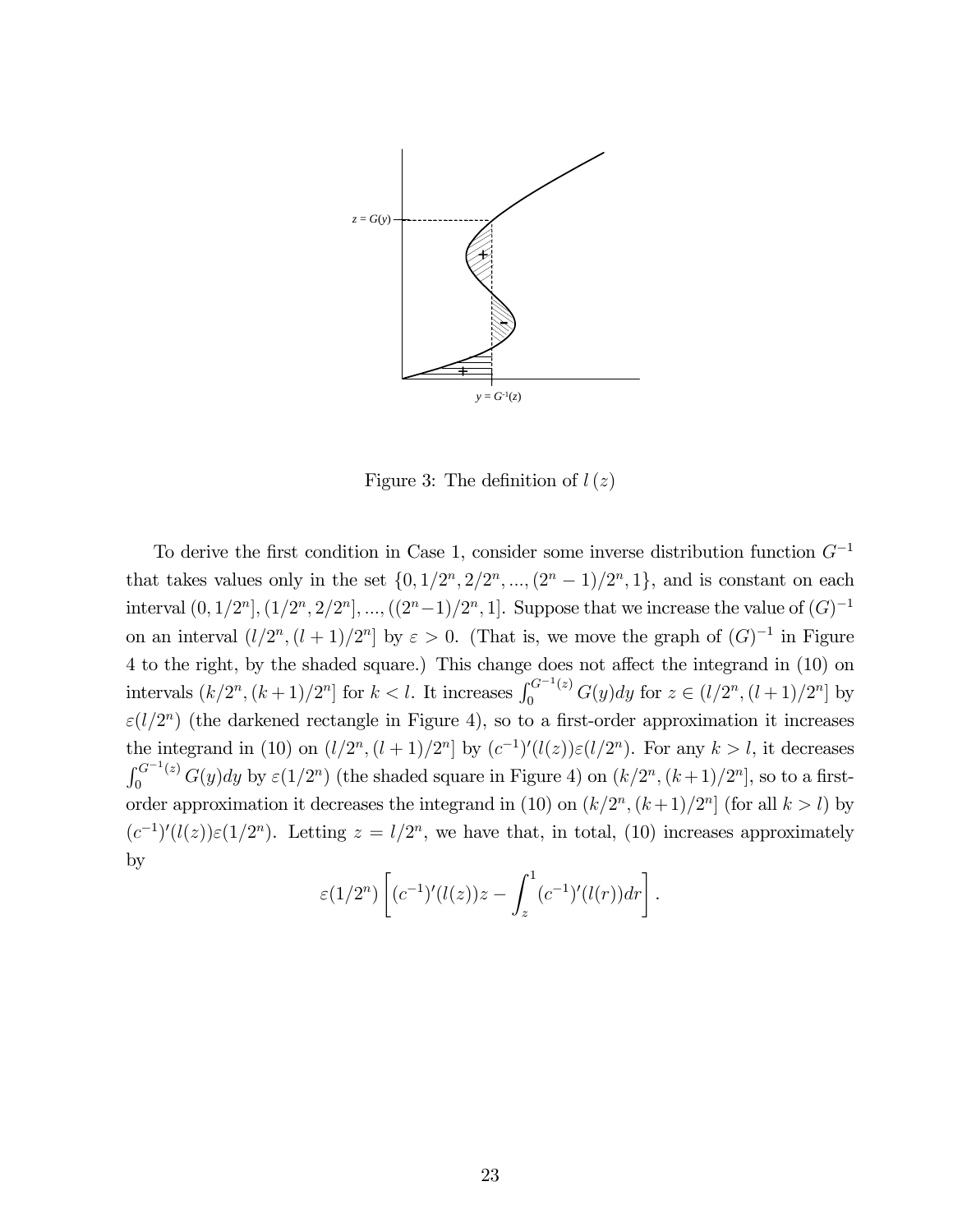Figure 3: The definition of $l(z)$

To derive the first condition in Case 1, consider some inverse distribution function $G^{-1}$ that takes values only in the set $\{0, 1/2^n, 2/2^n, ..., (2^n-1)/2^n, 1\}$, and is constant on each interval $(0, 1/2^n], (1/2^n, 2/2^n], ..., ((2^n-1)/2^n, 1]$. Suppose that we increase the value of $(G)^{-1}$ on an interval $(l/2^n, (l+1)/2^n]$ by $\varepsilon > 0$. (That is, we move the graph of $(G)^{-1}$ in Figure 4 to the right, by the shaded square.) This change does not affect the integrand in (10) on intervals $(k/2^n, (k+1)/2^n]$ for $k < l$. It increases $\int_0^{G^{-1}(z)} G(y)dy$ for $z \in (l/2^n, (l+1)/2^n]$ by $\varepsilon(l/2^n)$ (the darkened rectangle in Figure 4), so to a first-order approximation it increases the integrand in (10) on $(l/2^n, (l+1)/2^n]$ by $(c^{-1})'(l(z))\varepsilon(l/2^n)$. For any $k > l$, it decreases $\int_0^{G^{-1}(z)} G(y)dy$ by $\varepsilon(1/2^n)$ (the shaded square in Figure 4) on $(k/2^n, (k+1)/2^n]$, so to a first-order approximation it decreases the integrand in (10) on $(k/2^n, (k+1)/2^n]$ (for all $k > l$) by $(c^{-1})'(l(z))\varepsilon(1/2^n)$. Letting $z = l/2^n$, we have that, in total, (10) increases approximately by

$$\varepsilon(1/2^n)\left[(c^{-1})'(l(z))z - \int_z^1 (c^{-1})'(l(r))dr\right].$$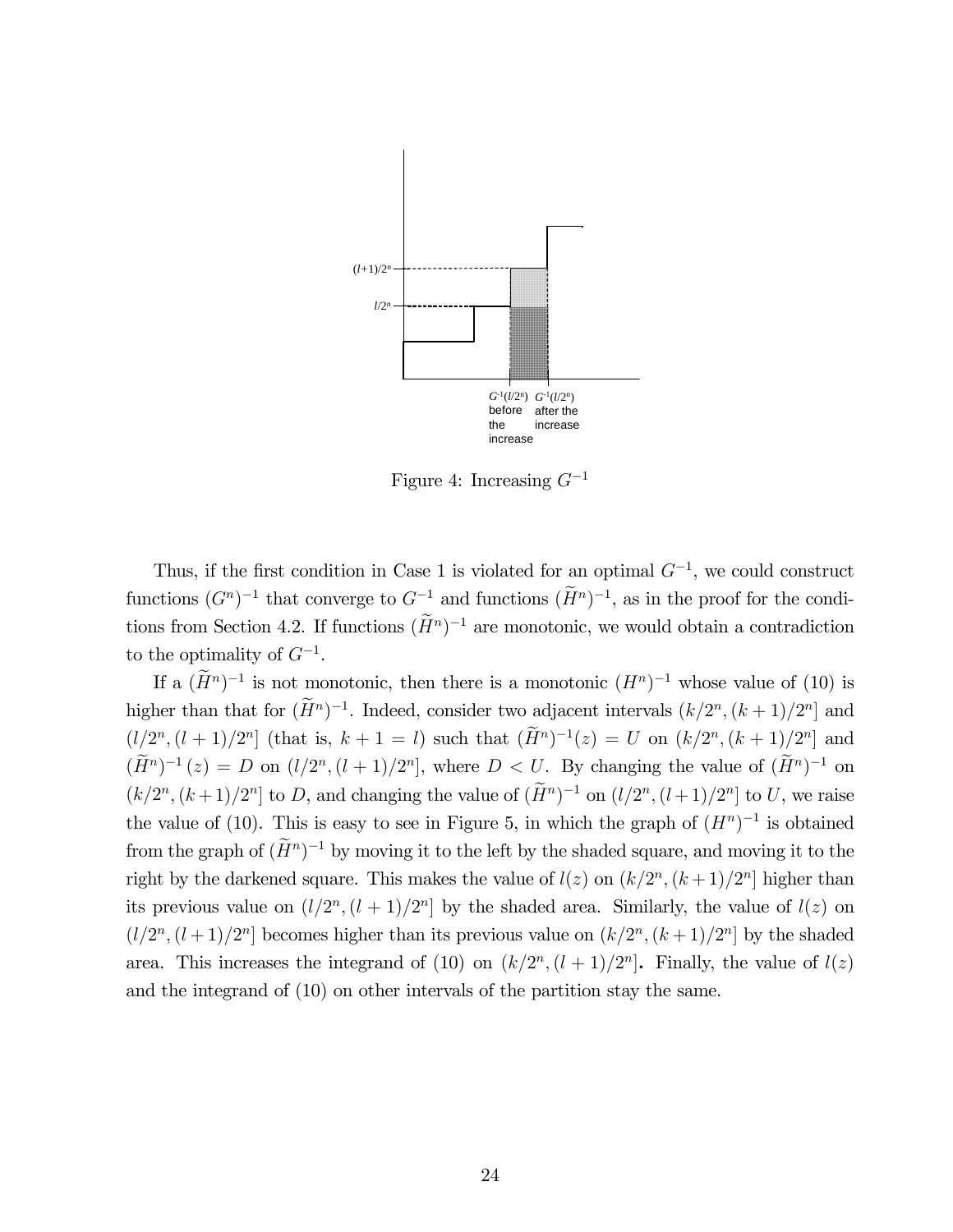Figure 4: Increasing $G^{-1}$

Thus, if the first condition in Case 1 is violated for an optimal $G^{-1}$, we could construct functions $(G^n)^{-1}$ that converge to $G^{-1}$ and functions $(\widetilde{H}^n)^{-1}$, as in the proof for the conditions from Section 4.2. If functions $(\widetilde{H}^n)^{-1}$ are monotonic, we would obtain a contradiction to the optimality of $G^{-1}$.

If a $(\widetilde{H}^n)^{-1}$ is not monotonic, then there is a monotonic $(H^n)^{-1}$ whose value of (10) is higher than that for $(\widetilde{H}^n)^{-1}$. Indeed, consider two adjacent intervals $(k/2^n, (k+1)/2^n]$ and $(l/2^n, (l+1)/2^n]$ (that is, $k+1 = l$) such that $(\widetilde{H}^n)^{-1}(z) = U$ on $(k/2^n, (k+1)/2^n]$ and $(\widetilde{H}^n)^{-1}(z) = D$ on $(l/2^n, (l+1)/2^n]$, where $D < U$. By changing the value of $(\widetilde{H}^n)^{-1}$ on $(k/2^n, (k+1)/2^n]$ to $D$, and changing the value of $(\widetilde{H}^n)^{-1}$ on $(l/2^n, (l+1)/2^n]$ to $U$, we raise the value of (10). This is easy to see in Figure 5, in which the graph of $(H^n)^{-1}$ is obtained from the graph of $(\widetilde{H}^n)^{-1}$ by moving it to the left by the shaded square, and moving it to the right by the darkened square. This makes the value of $l(z)$ on $(k/2^n, (k+1)/2^n]$ higher than its previous value on $(l/2^n, (l+1)/2^n]$ by the shaded area. Similarly, the value of $l(z)$ on $(l/2^n, (l+1)/2^n]$ becomes higher than its previous value on $(k/2^n, (k+1)/2^n]$ by the shaded area. This increases the integrand of (10) on $(k/2^n, (l+1)/2^n]$. Finally, the value of $l(z)$ and the integrand of (10) on other intervals of the partition stay the same.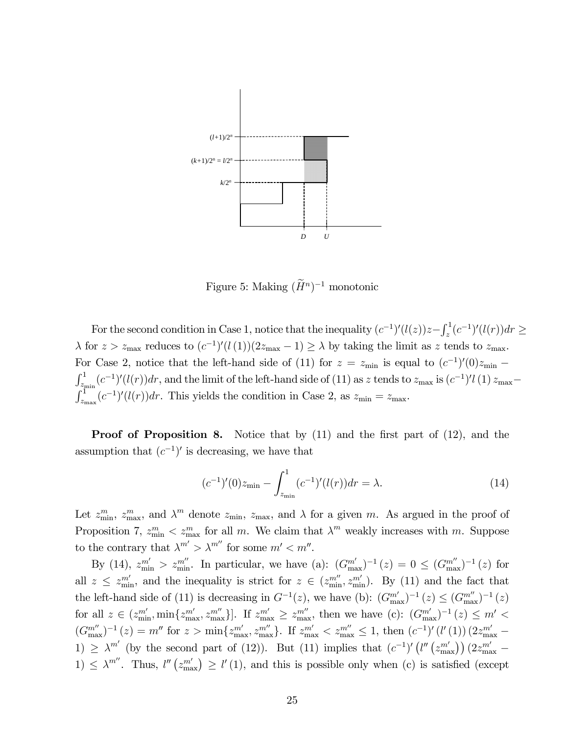Figure 5: Making $(\widetilde{H}^n)^{-1}$ monotonic

For the second condition in Case 1, notice that the inequality $(c^{-1})'(l(z))z - \int_z^1 (c^{-1})'(l(r))dr \geq \lambda$ for $z > z_{\max}$ reduces to $(c^{-1})'(l(1))(2z_{\max} - 1) \geq \lambda$ by taking the limit as $z$ tends to $z_{\max}$. For Case 2, notice that the left-hand side of (11) for $z = z_{\min}$ is equal to $(c^{-1})'(0)z_{\min} - \int_{z_{\min}}^1 (c^{-1})'(l(r))dr$, and the limit of the left-hand side of (11) as $z$ tends to $z_{\max}$ is $(c^{-1})'l(1)\, z_{\max} - \int_{z_{\max}}^1 (c^{-1})'(l(r))dr$. This yields the condition in Case 2, as $z_{\min} = z_{\max}$.

**Proof of Proposition 8.** Notice that by (11) and the first part of (12), and the assumption that $(c^{-1})'$ is decreasing, we have that

$$(c^{-1})'(0)z_{\min} - \int_{z_{\min}}^1 (c^{-1})'(l(r))dr = \lambda. \tag{14}$$

Let $z_{\min}^m$, $z_{\max}^m$, and $\lambda^m$ denote $z_{\min}$, $z_{\max}$, and $\lambda$ for a given $m$. As argued in the proof of Proposition 7, $z_{\min}^m < z_{\max}^m$ for all $m$. We claim that $\lambda^m$ weakly increases with $m$. Suppose to the contrary that $\lambda^{m'} > \lambda^{m''}$ for some $m' < m''$.

By (14), $z_{\min}^{m'} > z_{\min}^{m''}$. In particular, we have (a): $(G_{\max}^{m'})^{-1}(z) = 0 \leq (G_{\max}^{m''})^{-1}(z)$ for all $z \leq z_{\min}^{m'}$, and the inequality is strict for $z \in (z_{\min}^{m''}, z_{\min}^{m'})$. By (11) and the fact that the left-hand side of (11) is decreasing in $G^{-1}(z)$, we have (b): $(G_{\max}^{m'})^{-1}(z) \leq (G_{\max}^{m''})^{-1}(z)$ for all $z \in (z_{\min}^{m'}, \min\{z_{\max}^{m'}, z_{\max}^{m''}\}]$. If $z_{\max}^{m'} \geq z_{\max}^{m''}$, then we have (c): $(G_{\max}^{m'})^{-1}(z) \leq m' < (G_{\max}^{m''})^{-1}(z) = m''$ for $z > \min\{z_{\max}^{m'}, z_{\max}^{m''}\}$. If $z_{\max}^{m'} < z_{\max}^{m''} \leq 1$, then $(c^{-1})'(l'(1))(2z_{\max}^{m'} - 1) \geq \lambda^{m'}$ (by the second part of (12)). But (11) implies that $(c^{-1})'(l''(z_{\max}^{m'}))(2z_{\max}^{m'} - 1) \leq \lambda^{m''}$. Thus, $l''(z_{\max}^{m'}) \geq l'(1)$, and this is possible only when (c) is satisfied (except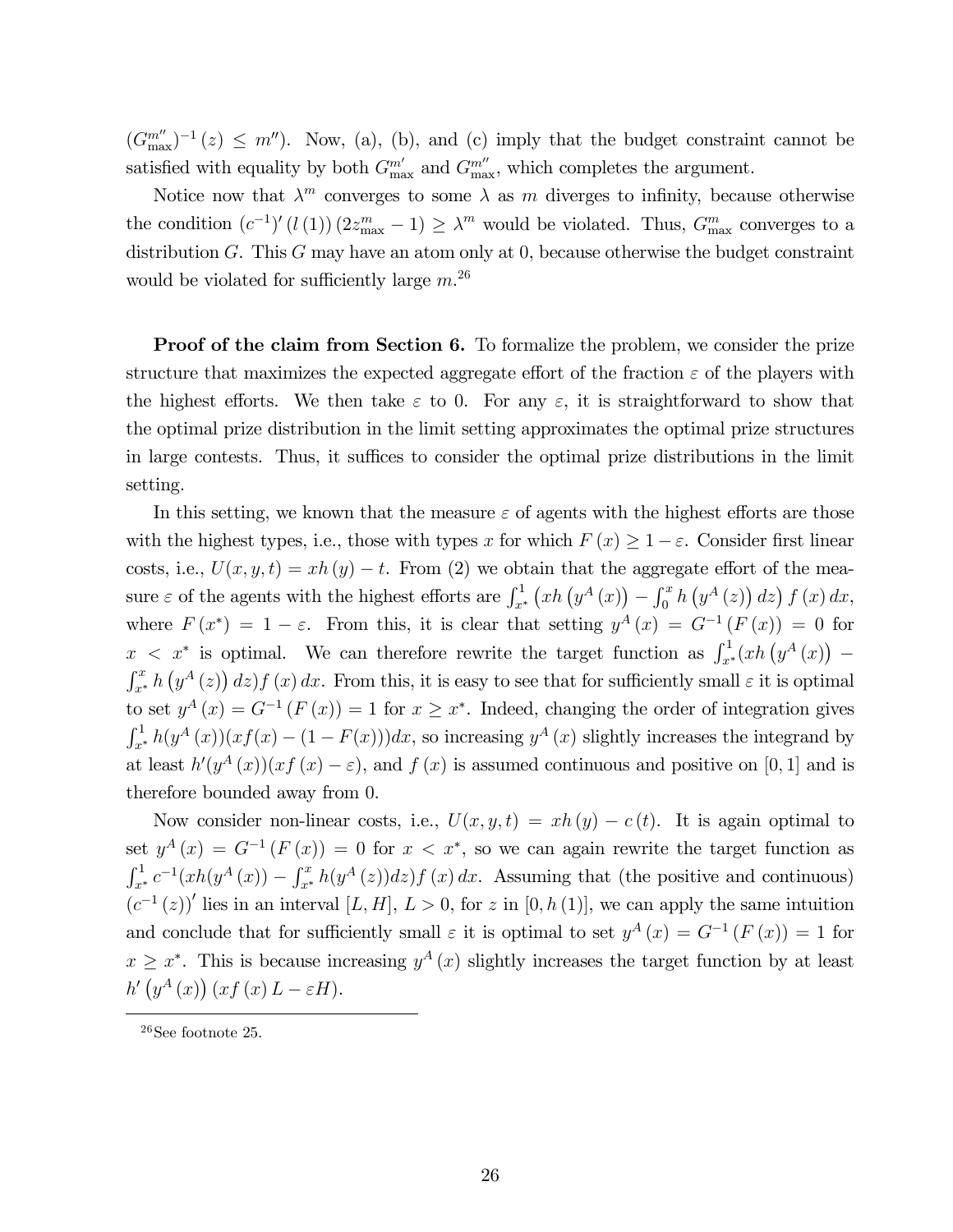$(G_{\max}^{m''})^{-1}(z) \leq m''$). Now, (a), (b), and (c) imply that the budget constraint cannot be satisfied with equality by both $G_{\max}^{m'}$ and $G_{\max}^{m''}$, which completes the argument.

Notice now that $\lambda^m$ converges to some $\lambda$ as $m$ diverges to infinity, because otherwise the condition $(c^{-1})'(l(1))(2z_{\max}^m - 1) \geq \lambda^m$ would be violated. Thus, $G_{\max}^m$ converges to a distribution $G$. This $G$ may have an atom only at 0, because otherwise the budget constraint would be violated for sufficiently large $m$.[26]

**Proof of the claim from Section 6.** To formalize the problem, we consider the prize structure that maximizes the expected aggregate effort of the fraction $\varepsilon$ of the players with the highest efforts. We then take $\varepsilon$ to 0. For any $\varepsilon$, it is straightforward to show that the optimal prize distribution in the limit setting approximates the optimal prize structures in large contests. Thus, it suffices to consider the optimal prize distributions in the limit setting.

In this setting, we known that the measure $\varepsilon$ of agents with the highest efforts are those with the highest types, i.e., those with types $x$ for which $F(x) \geq 1 - \varepsilon$. Consider first linear costs, i.e., $U(x, y, t) = xh(y) - t$. From (2) we obtain that the aggregate effort of the measure $\varepsilon$ of the agents with the highest efforts are $\int_{x^*}^1 \left(xh\left(y^A(x)\right) - \int_0^x h\left(y^A(z)\right)dz\right)f(x)\,dx$, where $F(x^*) = 1 - \varepsilon$. From this, it is clear that setting $y^A(x) = G^{-1}(F(x)) = 0$ for $x < x^*$ is optimal. We can therefore rewrite the target function as $\int_{x^*}^1 (xh\left(y^A(x)\right) - \int_{x^*}^x h\left(y^A(z)\right)dz)f(x)\,dx$. From this, it is easy to see that for sufficiently small $\varepsilon$ it is optimal to set $y^A(x) = G^{-1}(F(x)) = 1$ for $x \geq x^*$. Indeed, changing the order of integration gives $\int_{x^*}^1 h(y^A(x))(xf(x) - (1 - F(x)))dx$, so increasing $y^A(x)$ slightly increases the integrand by at least $h'(y^A(x))(xf(x) - \varepsilon)$, and $f(x)$ is assumed continuous and positive on $[0, 1]$ and is therefore bounded away from 0.

Now consider non-linear costs, i.e., $U(x, y, t) = xh(y) - c(t)$. It is again optimal to set $y^A(x) = G^{-1}(F(x)) = 0$ for $x < x^*$, so we can again rewrite the target function as $\int_{x^*}^1 c^{-1}(xh(y^A(x)) - \int_{x^*}^x h(y^A(z))dz)f(x)\,dx$. Assuming that (the positive and continuous) $(c^{-1}(z))'$ lies in an interval $[L, H]$, $L > 0$, for $z$ in $[0, h(1)]$, we can apply the same intuition and conclude that for sufficiently small $\varepsilon$ it is optimal to set $y^A(x) = G^{-1}(F(x)) = 1$ for $x \geq x^*$. This is because increasing $y^A(x)$ slightly increases the target function by at least $h'\left(y^A(x)\right)(xf(x)L - \varepsilon H)$.

[26] See footnote 25.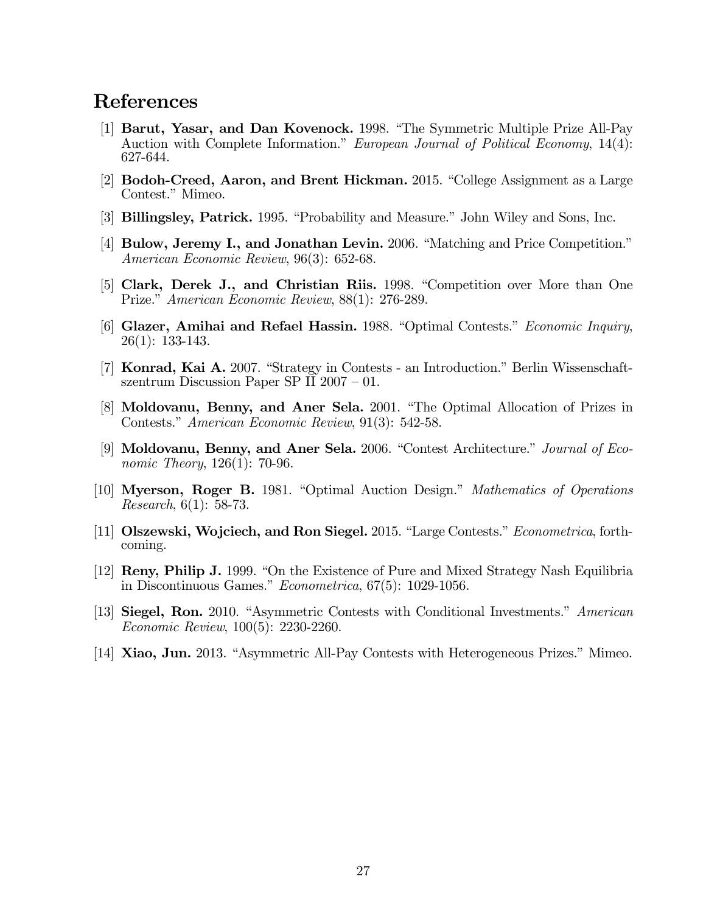# References

[1] **Barut, Yasar, and Dan Kovenock.** 1998. "The Symmetric Multiple Prize All-Pay Auction with Complete Information." *European Journal of Political Economy*, 14(4): 627-644.

[2] **Bodoh-Creed, Aaron, and Brent Hickman.** 2015. "College Assignment as a Large Contest." Mimeo.

[3] **Billingsley, Patrick.** 1995. "Probability and Measure." John Wiley and Sons, Inc.

[4] **Bulow, Jeremy I., and Jonathan Levin.** 2006. "Matching and Price Competition." *American Economic Review*, 96(3): 652-68.

[5] **Clark, Derek J., and Christian Riis.** 1998. "Competition over More than One Prize." *American Economic Review*, 88(1): 276-289.

[6] **Glazer, Amihai and Refael Hassin.** 1988. "Optimal Contests." *Economic Inquiry*, 26(1): 133-143.

[7] **Konrad, Kai A.** 2007. "Strategy in Contests - an Introduction." Berlin Wissenschaftszentrum Discussion Paper SP II 2007 – 01.

[8] **Moldovanu, Benny, and Aner Sela.** 2001. "The Optimal Allocation of Prizes in Contests." *American Economic Review*, 91(3): 542-58.

[9] **Moldovanu, Benny, and Aner Sela.** 2006. "Contest Architecture." *Journal of Economic Theory*, 126(1): 70-96.

[10] **Myerson, Roger B.** 1981. "Optimal Auction Design." *Mathematics of Operations Research*, 6(1): 58-73.

[11] **Olszewski, Wojciech, and Ron Siegel.** 2015. "Large Contests." *Econometrica*, forthcoming.

[12] **Reny, Philip J.** 1999. "On the Existence of Pure and Mixed Strategy Nash Equilibria in Discontinuous Games." *Econometrica*, 67(5): 1029-1056.

[13] **Siegel, Ron.** 2010. "Asymmetric Contests with Conditional Investments." *American Economic Review*, 100(5): 2230-2260.

[14] **Xiao, Jun.** 2013. "Asymmetric All-Pay Contests with Heterogeneous Prizes." Mimeo.